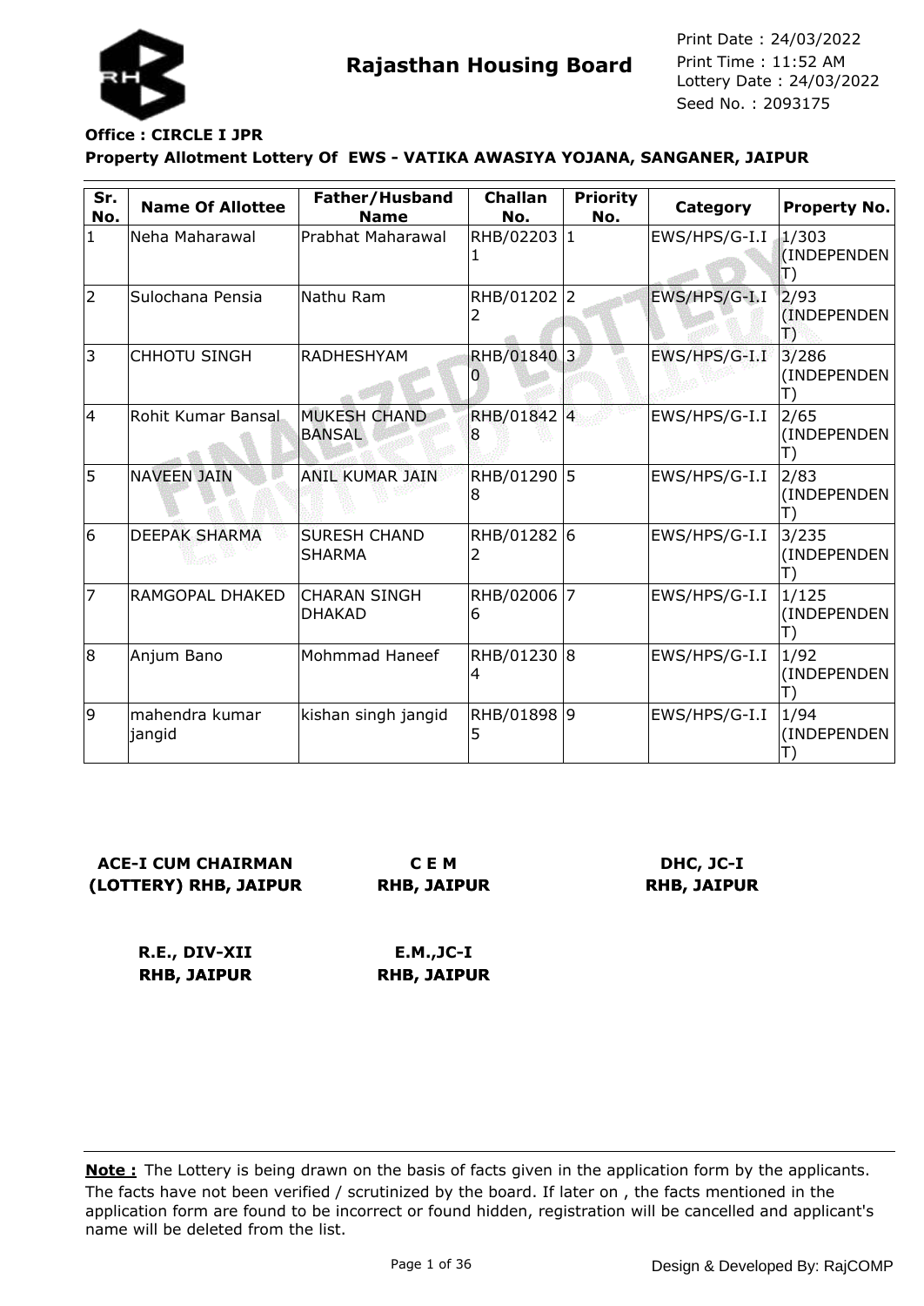**Rajasthan Housing Board**

Print Date : 24/03/2022
Print Time : 11:52 AM
Lottery Date : 24/03/2022
Seed No. : 2093175

**Office : CIRCLE I JPR**

**Property Allotment Lottery Of EWS - VATIKA AWASIYA YOJANA, SANGANER, JAIPUR**

| Sr. No. | Name Of Allottee | Father/Husband Name | Challan No. | Priority No. | Category | Property No. |
|---|---|---|---|---|---|---|
| 1 | Neha Maharawal | Prabhat Maharawal | RHB/022031 | 1 | EWS/HPS/G-I.I | 1/303 (INDEPENDENT) |
| 2 | Sulochana Pensia | Nathu Ram | RHB/012022 | 2 | EWS/HPS/G-I.I | 2/93 (INDEPENDENT) |
| 3 | CHHOTU SINGH | RADHESHYAM | RHB/018400 | 3 | EWS/HPS/G-I.I | 3/286 (INDEPENDENT) |
| 4 | Rohit Kumar Bansal | MUKESH CHAND BANSAL | RHB/018428 | 4 | EWS/HPS/G-I.I | 2/65 (INDEPENDENT) |
| 5 | NAVEEN JAIN | ANIL KUMAR JAIN | RHB/012908 | 5 | EWS/HPS/G-I.I | 2/83 (INDEPENDENT) |
| 6 | DEEPAK SHARMA | SURESH CHAND SHARMA | RHB/012822 | 6 | EWS/HPS/G-I.I | 3/235 (INDEPENDENT) |
| 7 | RAMGOPAL DHAKED | CHARAN SINGH DHAKAD | RHB/020066 | 7 | EWS/HPS/G-I.I | 1/125 (INDEPENDENT) |
| 8 | Anjum Bano | Mohmmad Haneef | RHB/012304 | 8 | EWS/HPS/G-I.I | 1/92 (INDEPENDENT) |
| 9 | mahendra kumar jangid | kishan singh jangid | RHB/018985 | 9 | EWS/HPS/G-I.I | 1/94 (INDEPENDENT) |

**ACE-I CUM CHAIRMAN (LOTTERY) RHB, JAIPUR**

**C E M RHB, JAIPUR**

**DHC, JC-I RHB, JAIPUR**

**R.E., DIV-XII RHB, JAIPUR**

**E.M.,JC-I RHB, JAIPUR**

**Note :** The Lottery is being drawn on the basis of facts given in the application form by the applicants. The facts have not been verified / scrutinized by the board. If later on , the facts mentioned in the application form are found to be incorrect or found hidden, registration will be cancelled and applicant's name will be deleted from the list.

Design & Developed By: RajCOMP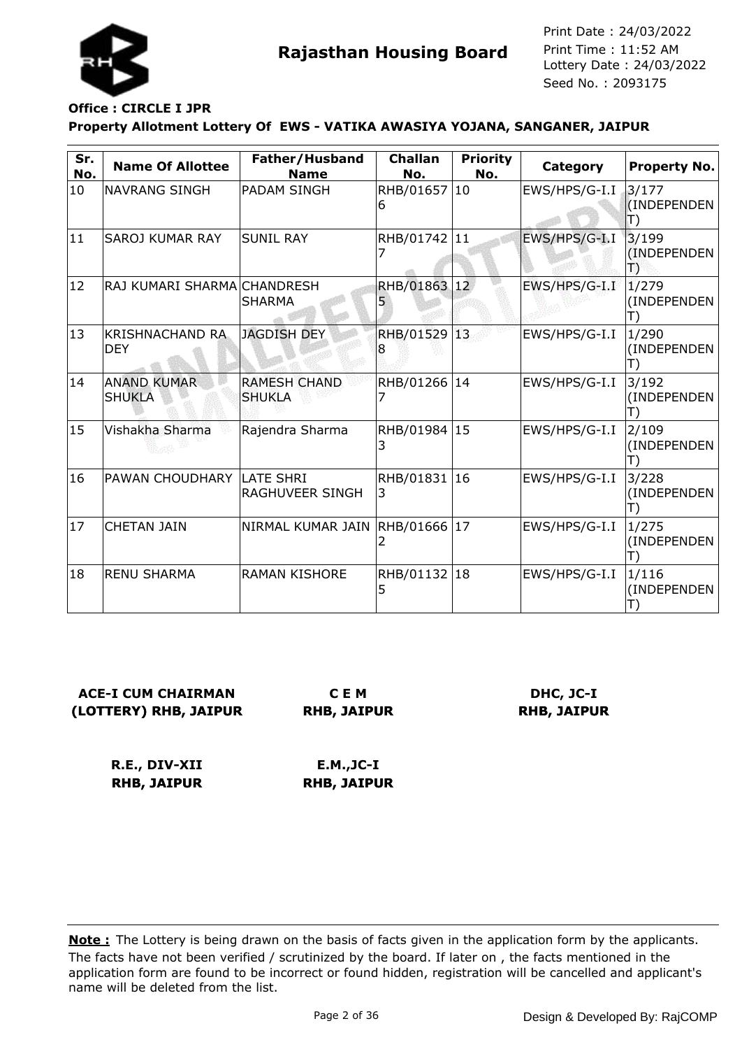**Rajasthan Housing Board**

Print Date : 24/03/2022
Print Time : 11:52 AM
Lottery Date : 24/03/2022
Seed No. : 2093175

**Office : CIRCLE I JPR**

**Property Allotment Lottery Of EWS - VATIKA AWASIYA YOJANA, SANGANER, JAIPUR**

| Sr. No. | Name Of Allottee | Father/Husband Name | Challan No. | Priority No. | Category | Property No. |
|---|---|---|---|---|---|---|
| 10 | NAVRANG SINGH | PADAM SINGH | RHB/016576 | 10 | EWS/HPS/G-I.I | 3/177 (INDEPENDENT) |
| 11 | SAROJ KUMAR RAY | SUNIL RAY | RHB/017427 | 11 | EWS/HPS/G-I.I | 3/199 (INDEPENDENT) |
| 12 | RAJ KUMARI SHARMA | CHANDRESH SHARMA | RHB/018635 | 12 | EWS/HPS/G-I.I | 1/279 (INDEPENDENT) |
| 13 | KRISHNACHAND RA DEY | JAGDISH DEY | RHB/015298 | 13 | EWS/HPS/G-I.I | 1/290 (INDEPENDENT) |
| 14 | ANAND KUMAR SHUKLA | RAMESH CHAND SHUKLA | RHB/012667 | 14 | EWS/HPS/G-I.I | 3/192 (INDEPENDENT) |
| 15 | Vishakha Sharma | Rajendra Sharma | RHB/019843 | 15 | EWS/HPS/G-I.I | 2/109 (INDEPENDENT) |
| 16 | PAWAN CHOUDHARY | LATE SHRI RAGHUVEER SINGH | RHB/018313 | 16 | EWS/HPS/G-I.I | 3/228 (INDEPENDENT) |
| 17 | CHETAN JAIN | NIRMAL KUMAR JAIN | RHB/016662 | 17 | EWS/HPS/G-I.I | 1/275 (INDEPENDENT) |
| 18 | RENU SHARMA | RAMAN KISHORE | RHB/011325 | 18 | EWS/HPS/G-I.I | 1/116 (INDEPENDENT) |

**ACE-I CUM CHAIRMAN (LOTTERY) RHB, JAIPUR**

**C E M RHB, JAIPUR**

**DHC, JC-I RHB, JAIPUR**

**R.E., DIV-XII RHB, JAIPUR**

**E.M.,JC-I RHB, JAIPUR**

**Note :** The Lottery is being drawn on the basis of facts given in the application form by the applicants. The facts have not been verified / scrutinized by the board. If later on , the facts mentioned in the application form are found to be incorrect or found hidden, registration will be cancelled and applicant's name will be deleted from the list.

Design & Developed By: RajCOMP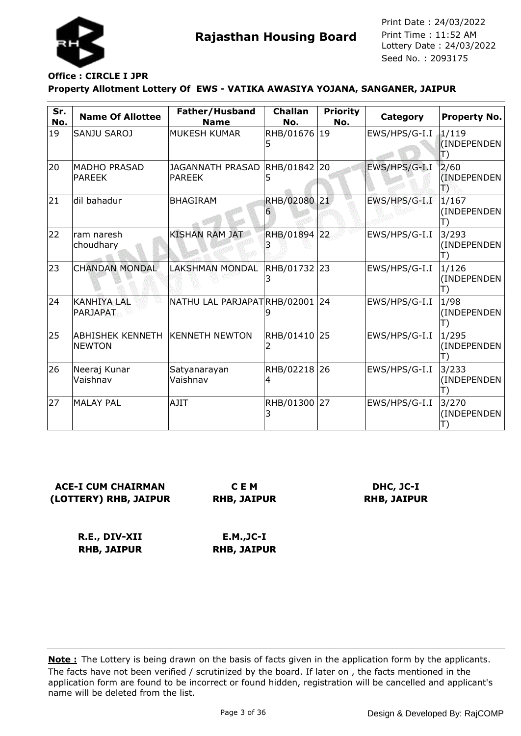**Rajasthan Housing Board**

Print Date : 24/03/2022
Print Time : 11:52 AM
Lottery Date : 24/03/2022
Seed No. : 2093175

**Office : CIRCLE I JPR**

**Property Allotment Lottery Of EWS - VATIKA AWASIYA YOJANA, SANGANER, JAIPUR**

| Sr. No. | Name Of Allottee | Father/Husband Name | Challan No. | Priority No. | Category | Property No. |
|---|---|---|---|---|---|---|
| 19 | SANJU SAROJ | MUKESH KUMAR | RHB/016765 | 19 | EWS/HPS/G-I.I | 1/119 (INDEPENDENT) |
| 20 | MADHO PRASAD PAREEK | JAGANNATH PRASAD PAREEK | RHB/018425 | 20 | EWS/HPS/G-I.I | 2/60 (INDEPENDENT) |
| 21 | dil bahadur | BHAGIRAM | RHB/020806 | 21 | EWS/HPS/G-I.I | 1/167 (INDEPENDENT) |
| 22 | ram naresh choudhary | KISHAN RAM JAT | RHB/018943 | 22 | EWS/HPS/G-I.I | 3/293 (INDEPENDENT) |
| 23 | CHANDAN MONDAL | LAKSHMAN MONDAL | RHB/017323 | 23 | EWS/HPS/G-I.I | 1/126 (INDEPENDENT) |
| 24 | KANHIYA LAL PARJAPAT | NATHU LAL PARJAPAT | RHB/020019 | 24 | EWS/HPS/G-I.I | 1/98 (INDEPENDENT) |
| 25 | ABHISHEK KENNETH NEWTON | KENNETH NEWTON | RHB/014102 | 25 | EWS/HPS/G-I.I | 1/295 (INDEPENDENT) |
| 26 | Neeraj Kunar Vaishnav | Satyanarayan Vaishnav | RHB/022184 | 26 | EWS/HPS/G-I.I | 3/233 (INDEPENDENT) |
| 27 | MALAY PAL | AJIT | RHB/013003 | 27 | EWS/HPS/G-I.I | 3/270 (INDEPENDENT) |

**ACE-I CUM CHAIRMAN (LOTTERY) RHB, JAIPUR**

**C E M RHB, JAIPUR**

**DHC, JC-I RHB, JAIPUR**

**R.E., DIV-XII RHB, JAIPUR**

**E.M.,JC-I RHB, JAIPUR**

**Note :** The Lottery is being drawn on the basis of facts given in the application form by the applicants. The facts have not been verified / scrutinized by the board. If later on , the facts mentioned in the application form are found to be incorrect or found hidden, registration will be cancelled and applicant's name will be deleted from the list.

Design & Developed By: RajCOMP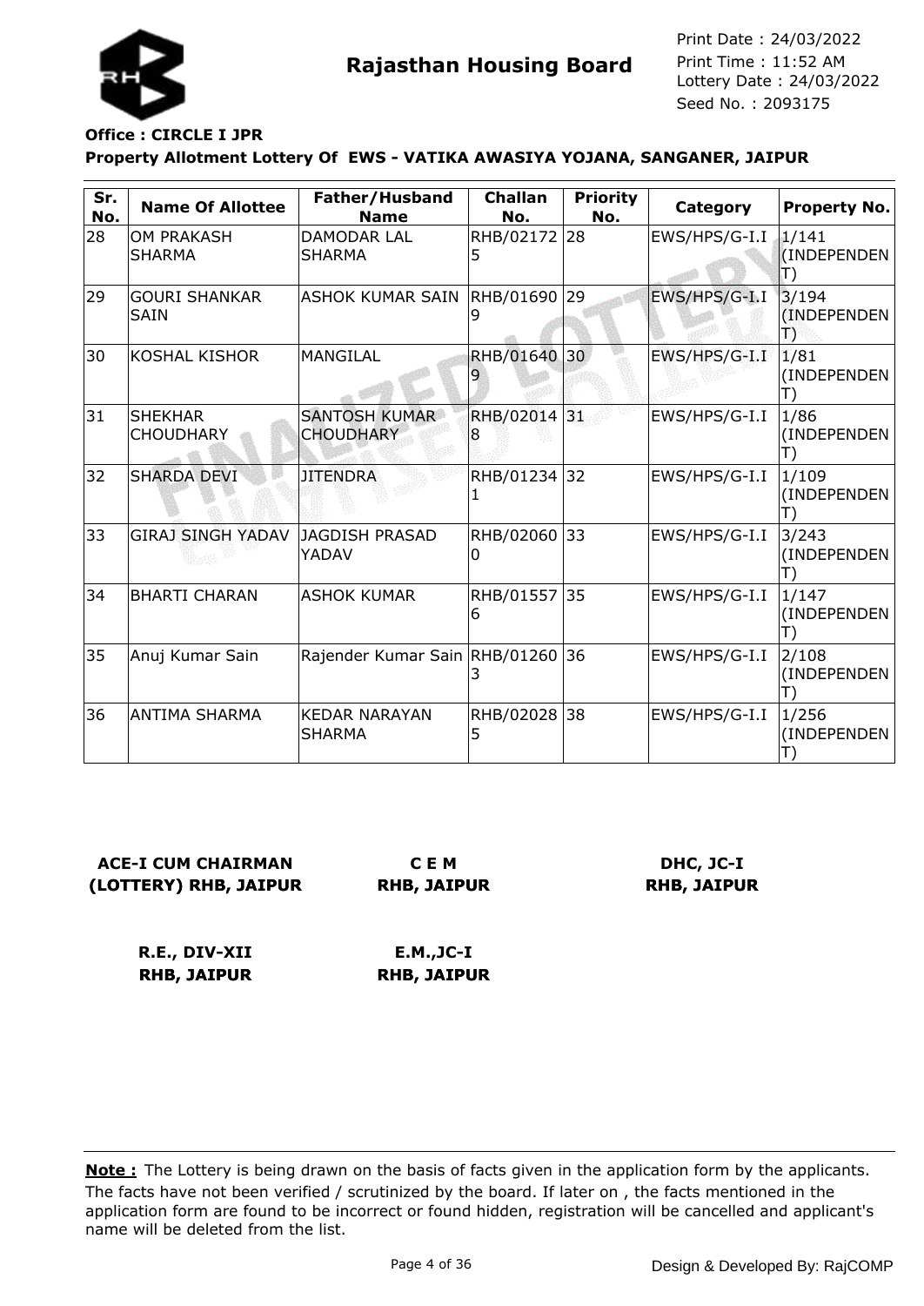# Rajasthan Housing Board

Print Date : 24/03/2022
Print Time : 11:52 AM
Lottery Date : 24/03/2022
Seed No. : 2093175

**Office : CIRCLE I JPR**

**Property Allotment Lottery Of EWS - VATIKA AWASIYA YOJANA, SANGANER, JAIPUR**

| Sr. No. | Name Of Allottee | Father/Husband Name | Challan No. | Priority No. | Category | Property No. |
|---|---|---|---|---|---|---|
| 28 | OM PRAKASH SHARMA | DAMODAR LAL SHARMA | RHB/021725 | 28 | EWS/HPS/G-I.I | 1/141 (INDEPENDENT) |
| 29 | GOURI SHANKAR SAIN | ASHOK KUMAR SAIN | RHB/016909 | 29 | EWS/HPS/G-I.I | 3/194 (INDEPENDENT) |
| 30 | KOSHAL KISHOR | MANGILAL | RHB/016409 | 30 | EWS/HPS/G-I.I | 1/81 (INDEPENDENT) |
| 31 | SHEKHAR CHOUDHARY | SANTOSH KUMAR CHOUDHARY | RHB/020148 | 31 | EWS/HPS/G-I.I | 1/86 (INDEPENDENT) |
| 32 | SHARDA DEVI | JITENDRA | RHB/012341 | 32 | EWS/HPS/G-I.I | 1/109 (INDEPENDENT) |
| 33 | GIRAJ SINGH YADAV | JAGDISH PRASAD YADAV | RHB/020600 | 33 | EWS/HPS/G-I.I | 3/243 (INDEPENDENT) |
| 34 | BHARTI CHARAN | ASHOK KUMAR | RHB/015576 | 35 | EWS/HPS/G-I.I | 1/147 (INDEPENDENT) |
| 35 | Anuj Kumar Sain | Rajender Kumar Sain | RHB/012603 | 36 | EWS/HPS/G-I.I | 2/108 (INDEPENDENT) |
| 36 | ANTIMA SHARMA | KEDAR NARAYAN SHARMA | RHB/020285 | 38 | EWS/HPS/G-I.I | 1/256 (INDEPENDENT) |

**ACE-I CUM CHAIRMAN (LOTTERY) RHB, JAIPUR**

**C E M RHB, JAIPUR**

**DHC, JC-I RHB, JAIPUR**

**R.E., DIV-XII RHB, JAIPUR**

**E.M.,JC-I RHB, JAIPUR**

**Note :** The Lottery is being drawn on the basis of facts given in the application form by the applicants. The facts have not been verified / scrutinized by the board. If later on , the facts mentioned in the application form are found to be incorrect or found hidden, registration will be cancelled and applicant's name will be deleted from the list.

Design & Developed By: RajCOMP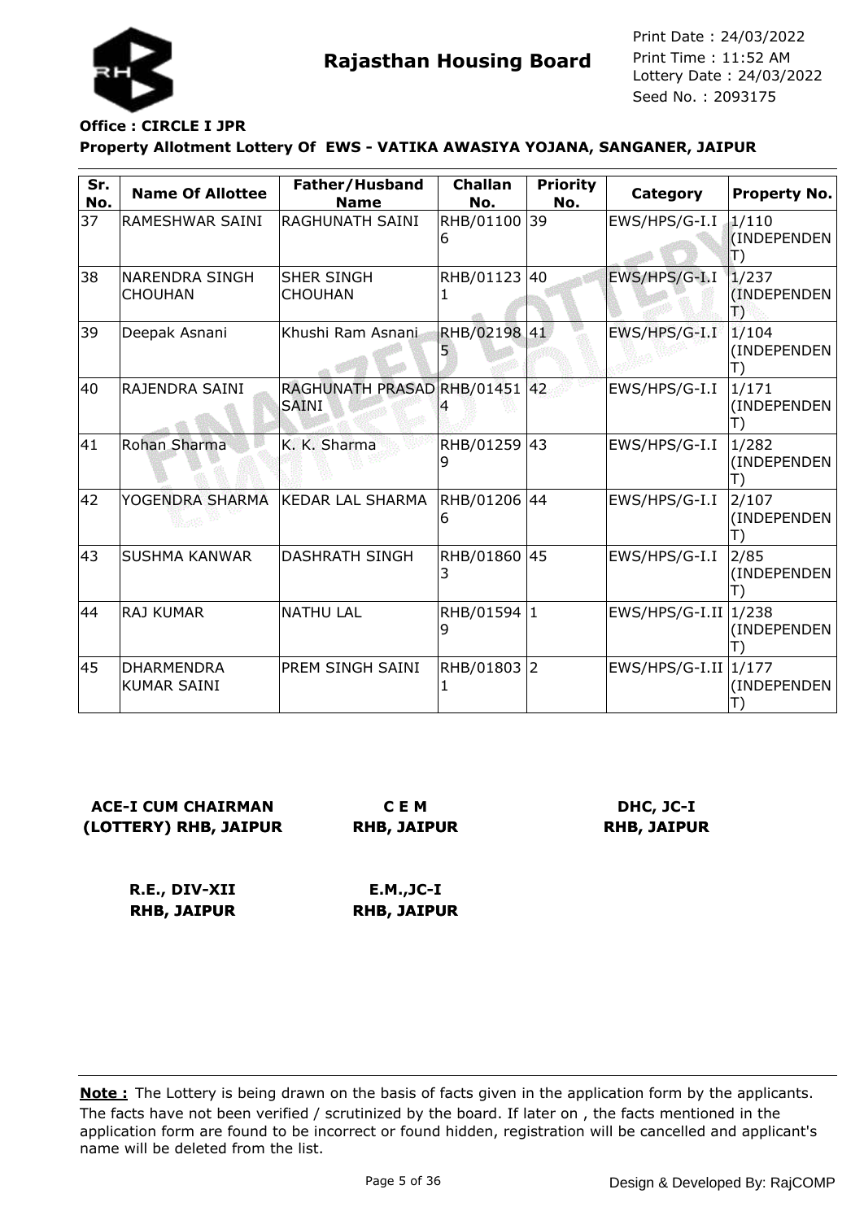# Rajasthan Housing Board

Print Date : 24/03/2022
Print Time : 11:52 AM
Lottery Date : 24/03/2022
Seed No. : 2093175

**Office : CIRCLE I JPR**

**Property Allotment Lottery Of EWS - VATIKA AWASIYA YOJANA, SANGANER, JAIPUR**

| Sr. No. | Name Of Allottee | Father/Husband Name | Challan No. | Priority No. | Category | Property No. |
|---|---|---|---|---|---|---|
| 37 | RAMESHWAR SAINI | RAGHUNATH SAINI | RHB/011006 | 39 | EWS/HPS/G-I.I | 1/110 (INDEPENDENT) |
| 38 | NARENDRA SINGH CHOUHAN | SHER SINGH CHOUHAN | RHB/011231 | 40 | EWS/HPS/G-I.I | 1/237 (INDEPENDENT) |
| 39 | Deepak Asnani | Khushi Ram Asnani | RHB/021985 | 41 | EWS/HPS/G-I.I | 1/104 (INDEPENDENT) |
| 40 | RAJENDRA SAINI | RAGHUNATH PRASAD SAINI | RHB/014514 | 42 | EWS/HPS/G-I.I | 1/171 (INDEPENDENT) |
| 41 | Rohan Sharma | K. K. Sharma | RHB/012599 | 43 | EWS/HPS/G-I.I | 1/282 (INDEPENDENT) |
| 42 | YOGENDRA SHARMA | KEDAR LAL SHARMA | RHB/012066 | 44 | EWS/HPS/G-I.I | 2/107 (INDEPENDENT) |
| 43 | SUSHMA KANWAR | DASHRATH SINGH | RHB/018603 | 45 | EWS/HPS/G-I.I | 2/85 (INDEPENDENT) |
| 44 | RAJ KUMAR | NATHU LAL | RHB/015949 | 1 | EWS/HPS/G-I.II | 1/238 (INDEPENDENT) |
| 45 | DHARMENDRA KUMAR SAINI | PREM SINGH SAINI | RHB/018031 | 2 | EWS/HPS/G-I.II | 1/177 (INDEPENDENT) |

**ACE-I CUM CHAIRMAN (LOTTERY) RHB, JAIPUR**

**C E M RHB, JAIPUR**

**DHC, JC-I RHB, JAIPUR**

**R.E., DIV-XII RHB, JAIPUR**

**E.M.,JC-I RHB, JAIPUR**

**Note :** The Lottery is being drawn on the basis of facts given in the application form by the applicants. The facts have not been verified / scrutinized by the board. If later on , the facts mentioned in the application form are found to be incorrect or found hidden, registration will be cancelled and applicant's name will be deleted from the list.

Design & Developed By: RajCOMP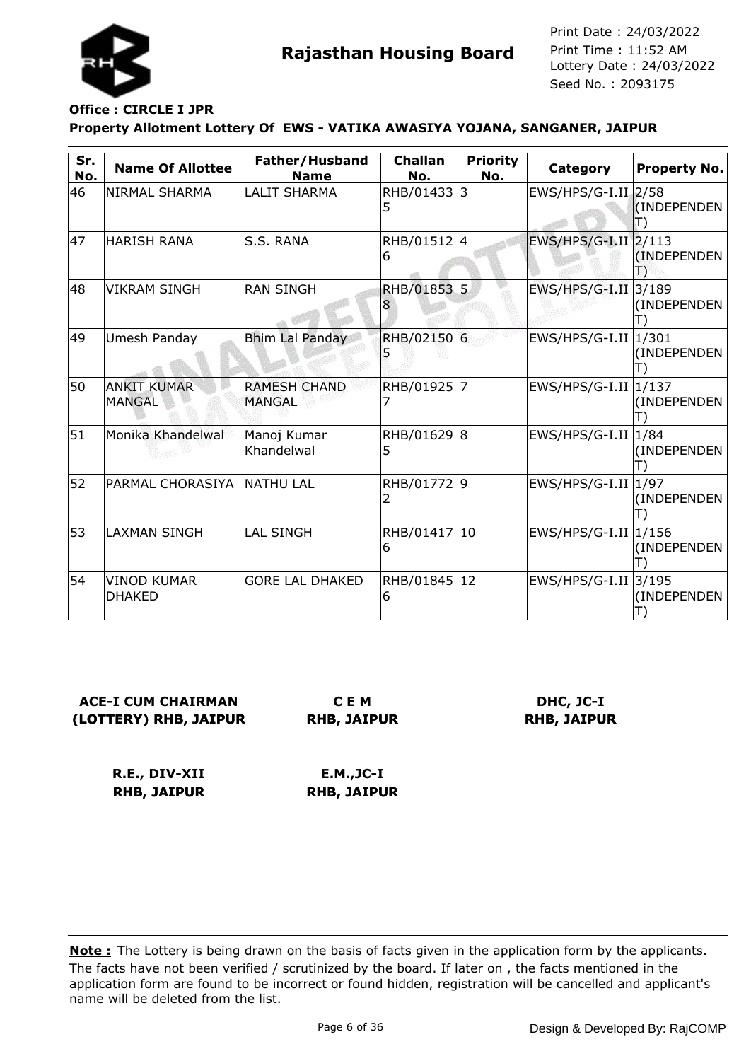**Rajasthan Housing Board**

Print Date : 24/03/2022
Print Time : 11:52 AM
Lottery Date : 24/03/2022
Seed No. : 2093175

**Office : CIRCLE I JPR**

**Property Allotment Lottery Of EWS - VATIKA AWASIYA YOJANA, SANGANER, JAIPUR**

| Sr. No. | Name Of Allottee | Father/Husband Name | Challan No. | Priority No. | Category | Property No. |
|---|---|---|---|---|---|---|
| 46 | NIRMAL SHARMA | LALIT SHARMA | RHB/014335 | 3 | EWS/HPS/G-I.II | 2/58 (INDEPENDENT) |
| 47 | HARISH RANA | S.S. RANA | RHB/015126 | 4 | EWS/HPS/G-I.II | 2/113 (INDEPENDENT) |
| 48 | VIKRAM SINGH | RAN SINGH | RHB/018538 | 5 | EWS/HPS/G-I.II | 3/189 (INDEPENDENT) |
| 49 | Umesh Panday | Bhim Lal Panday | RHB/021505 | 6 | EWS/HPS/G-I.II | 1/301 (INDEPENDENT) |
| 50 | ANKIT KUMAR MANGAL | RAMESH CHAND MANGAL | RHB/019257 | 7 | EWS/HPS/G-I.II | 1/137 (INDEPENDENT) |
| 51 | Monika Khandelwal | Manoj Kumar Khandelwal | RHB/016295 | 8 | EWS/HPS/G-I.II | 1/84 (INDEPENDENT) |
| 52 | PARMAL CHORASIYA | NATHU LAL | RHB/017722 | 9 | EWS/HPS/G-I.II | 1/97 (INDEPENDENT) |
| 53 | LAXMAN SINGH | LAL SINGH | RHB/014176 | 10 | EWS/HPS/G-I.II | 1/156 (INDEPENDENT) |
| 54 | VINOD KUMAR DHAKED | GORE LAL DHAKED | RHB/018456 | 12 | EWS/HPS/G-I.II | 3/195 (INDEPENDENT) |

**ACE-I CUM CHAIRMAN (LOTTERY) RHB, JAIPUR**

**C E M RHB, JAIPUR**

**DHC, JC-I RHB, JAIPUR**

**R.E., DIV-XII RHB, JAIPUR**

**E.M.,JC-I RHB, JAIPUR**

**Note :** The Lottery is being drawn on the basis of facts given in the application form by the applicants. The facts have not been verified / scrutinized by the board. If later on , the facts mentioned in the application form are found to be incorrect or found hidden, registration will be cancelled and applicant's name will be deleted from the list.

Design & Developed By: RajCOMP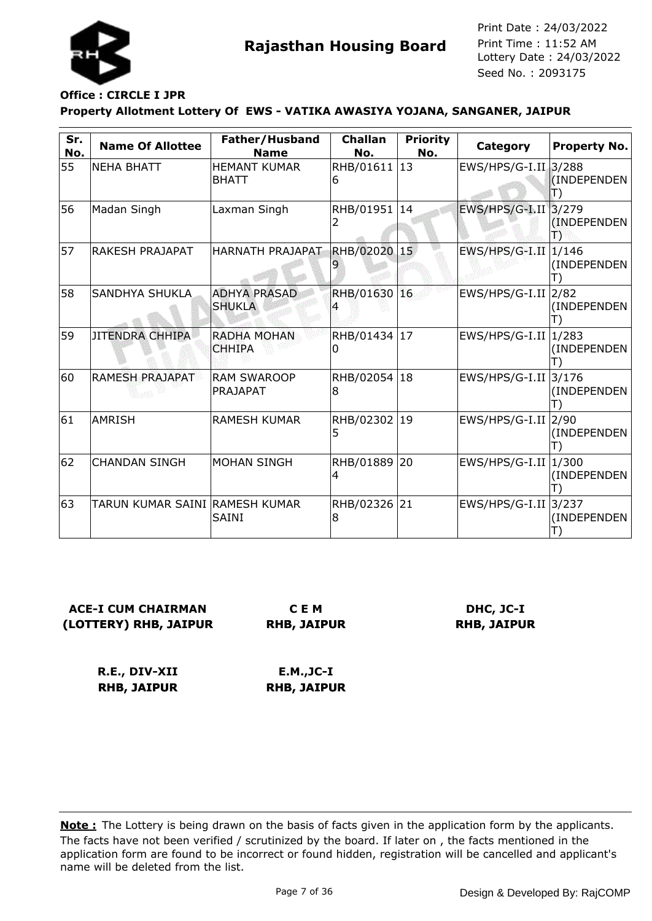**Rajasthan Housing Board**

Print Date : 24/03/2022
Print Time : 11:52 AM
Lottery Date : 24/03/2022
Seed No. : 2093175

**Office : CIRCLE I JPR**

**Property Allotment Lottery Of EWS - VATIKA AWASIYA YOJANA, SANGANER, JAIPUR**

| Sr. No. | Name Of Allottee | Father/Husband Name | Challan No. | Priority No. | Category | Property No. |
|---|---|---|---|---|---|---|
| 55 | NEHA BHATT | HEMANT KUMAR BHATT | RHB/016116 | 13 | EWS/HPS/G-I.II | 3/288 (INDEPENDENT) |
| 56 | Madan Singh | Laxman Singh | RHB/019512 | 14 | EWS/HPS/G-I.II | 3/279 (INDEPENDENT) |
| 57 | RAKESH PRAJAPAT | HARNATH PRAJAPAT | RHB/020209 | 15 | EWS/HPS/G-I.II | 1/146 (INDEPENDENT) |
| 58 | SANDHYA SHUKLA | ADHYA PRASAD SHUKLA | RHB/016304 | 16 | EWS/HPS/G-I.II | 2/82 (INDEPENDENT) |
| 59 | JITENDRA CHHIPA | RADHA MOHAN CHHIPA | RHB/014340 | 17 | EWS/HPS/G-I.II | 1/283 (INDEPENDENT) |
| 60 | RAMESH PRAJAPAT | RAM SWAROOP PRAJAPAT | RHB/020548 | 18 | EWS/HPS/G-I.II | 3/176 (INDEPENDENT) |
| 61 | AMRISH | RAMESH KUMAR | RHB/023025 | 19 | EWS/HPS/G-I.II | 2/90 (INDEPENDENT) |
| 62 | CHANDAN SINGH | MOHAN SINGH | RHB/018894 | 20 | EWS/HPS/G-I.II | 1/300 (INDEPENDENT) |
| 63 | TARUN KUMAR SAINI | RAMESH KUMAR SAINI | RHB/023268 | 21 | EWS/HPS/G-I.II | 3/237 (INDEPENDENT) |

**ACE-I CUM CHAIRMAN (LOTTERY) RHB, JAIPUR**

**C E M RHB, JAIPUR**

**DHC, JC-I RHB, JAIPUR**

**R.E., DIV-XII RHB, JAIPUR**

**E.M.,JC-I RHB, JAIPUR**

**Note :** The Lottery is being drawn on the basis of facts given in the application form by the applicants. The facts have not been verified / scrutinized by the board. If later on , the facts mentioned in the application form are found to be incorrect or found hidden, registration will be cancelled and applicant's name will be deleted from the list.

Design & Developed By: RajCOMP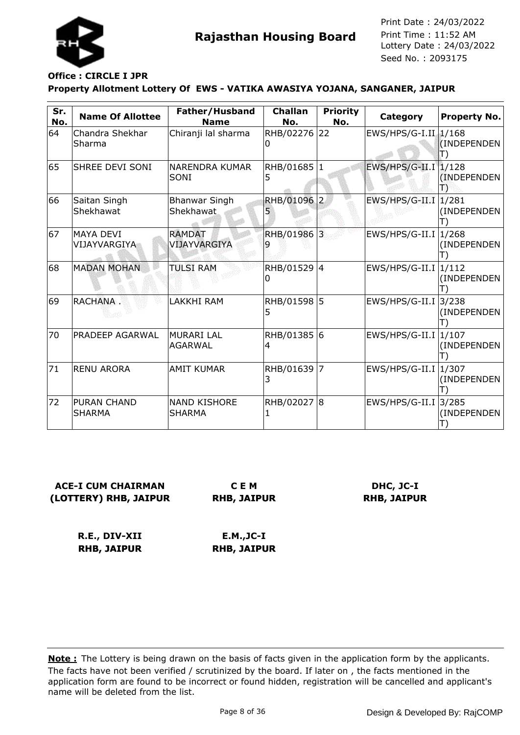# Rajasthan Housing Board

Print Date : 24/03/2022
Print Time : 11:52 AM
Lottery Date : 24/03/2022
Seed No. : 2093175

**Office : CIRCLE I JPR**

**Property Allotment Lottery Of EWS - VATIKA AWASIYA YOJANA, SANGANER, JAIPUR**

| Sr. No. | Name Of Allottee | Father/Husband Name | Challan No. | Priority No. | Category | Property No. |
|---|---|---|---|---|---|---|
| 64 | Chandra Shekhar Sharma | Chiranji lal sharma | RHB/022760 | 22 | EWS/HPS/G-I.II | 1/168 (INDEPENDENT) |
| 65 | SHREE DEVI SONI | NARENDRA KUMAR SONI | RHB/016855 | 1 | EWS/HPS/G-II.I | 1/128 (INDEPENDENT) |
| 66 | Saitan Singh Shekhawat | Bhanwar Singh Shekhawat | RHB/010965 | 2 | EWS/HPS/G-II.I | 1/281 (INDEPENDENT) |
| 67 | MAYA DEVI VIJAYVARGIYA | RAMDAT VIJAYVARGIYA | RHB/019869 | 3 | EWS/HPS/G-II.I | 1/268 (INDEPENDENT) |
| 68 | MADAN MOHAN | TULSI RAM | RHB/015290 | 4 | EWS/HPS/G-II.I | 1/112 (INDEPENDENT) |
| 69 | RACHANA . | LAKKHI RAM | RHB/015985 | 5 | EWS/HPS/G-II.I | 3/238 (INDEPENDENT) |
| 70 | PRADEEP AGARWAL | MURARI LAL AGARWAL | RHB/013854 | 6 | EWS/HPS/G-II.I | 1/107 (INDEPENDENT) |
| 71 | RENU ARORA | AMIT KUMAR | RHB/016393 | 7 | EWS/HPS/G-II.I | 1/307 (INDEPENDENT) |
| 72 | PURAN CHAND SHARMA | NAND KISHORE SHARMA | RHB/020271 | 8 | EWS/HPS/G-II.I | 3/285 (INDEPENDENT) |

**ACE-I CUM CHAIRMAN (LOTTERY) RHB, JAIPUR**

**C E M RHB, JAIPUR**

**DHC, JC-I RHB, JAIPUR**

**R.E., DIV-XII RHB, JAIPUR**

**E.M.,JC-I RHB, JAIPUR**

**Note :** The Lottery is being drawn on the basis of facts given in the application form by the applicants. The facts have not been verified / scrutinized by the board. If later on , the facts mentioned in the application form are found to be incorrect or found hidden, registration will be cancelled and applicant's name will be deleted from the list.

Design & Developed By: RajCOMP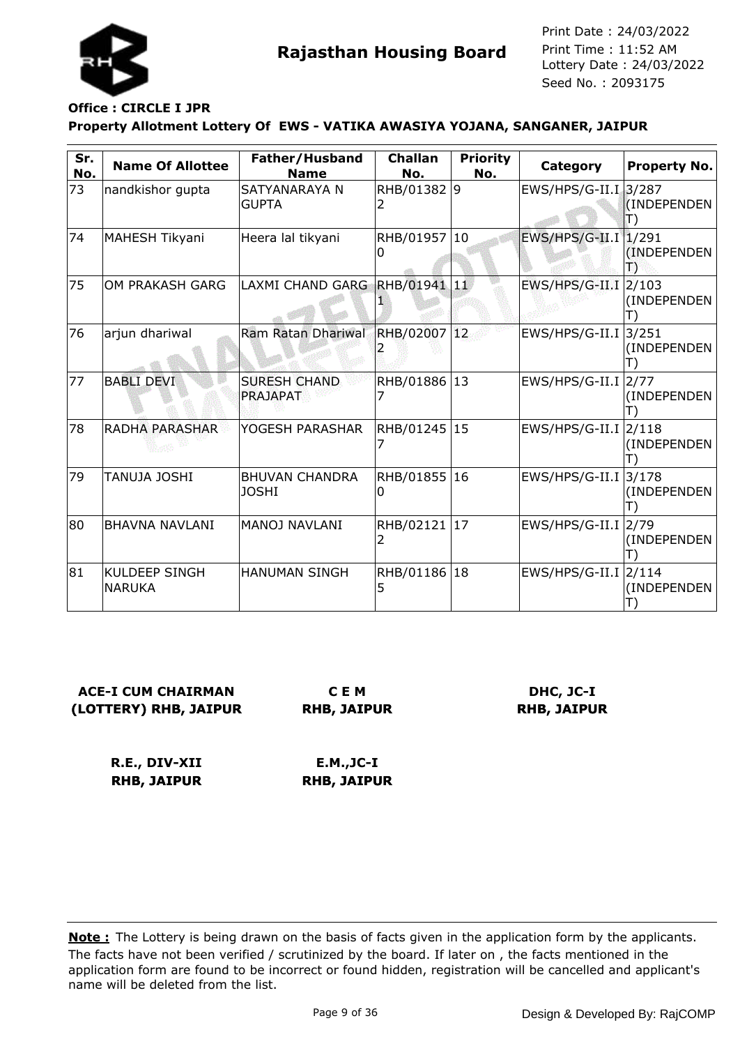**Rajasthan Housing Board**

Print Date : 24/03/2022
Print Time : 11:52 AM
Lottery Date : 24/03/2022
Seed No. : 2093175

**Office : CIRCLE I JPR**

**Property Allotment Lottery Of EWS - VATIKA AWASIYA YOJANA, SANGANER, JAIPUR**

| Sr. No. | Name Of Allottee | Father/Husband Name | Challan No. | Priority No. | Category | Property No. |
|---|---|---|---|---|---|---|
| 73 | nandkishor gupta | SATYANARAYA N GUPTA | RHB/013822 | 9 | EWS/HPS/G-II.I | 3/287 (INDEPENDENT) |
| 74 | MAHESH Tikyani | Heera lal tikyani | RHB/019570 | 10 | EWS/HPS/G-II.I | 1/291 (INDEPENDENT) |
| 75 | OM PRAKASH GARG | LAXMI CHAND GARG | RHB/019411 | 11 | EWS/HPS/G-II.I | 2/103 (INDEPENDENT) |
| 76 | arjun dhariwal | Ram Ratan Dhariwal | RHB/020072 | 12 | EWS/HPS/G-II.I | 3/251 (INDEPENDENT) |
| 77 | BABLI DEVI | SURESH CHAND PRAJAPAT | RHB/018867 | 13 | EWS/HPS/G-II.I | 2/77 (INDEPENDENT) |
| 78 | RADHA PARASHAR | YOGESH PARASHAR | RHB/012457 | 15 | EWS/HPS/G-II.I | 2/118 (INDEPENDENT) |
| 79 | TANUJA JOSHI | BHUVAN CHANDRA JOSHI | RHB/018550 | 16 | EWS/HPS/G-II.I | 3/178 (INDEPENDENT) |
| 80 | BHAVNA NAVLANI | MANOJ NAVLANI | RHB/021212 | 17 | EWS/HPS/G-II.I | 2/79 (INDEPENDENT) |
| 81 | KULDEEP SINGH NARUKA | HANUMAN SINGH | RHB/011865 | 18 | EWS/HPS/G-II.I | 2/114 (INDEPENDENT) |

**ACE-I CUM CHAIRMAN (LOTTERY) RHB, JAIPUR**

**C E M RHB, JAIPUR**

**DHC, JC-I RHB, JAIPUR**

**R.E., DIV-XII RHB, JAIPUR**

**E.M.,JC-I RHB, JAIPUR**

**Note :** The Lottery is being drawn on the basis of facts given in the application form by the applicants. The facts have not been verified / scrutinized by the board. If later on , the facts mentioned in the application form are found to be incorrect or found hidden, registration will be cancelled and applicant's name will be deleted from the list.

Design & Developed By: RajCOMP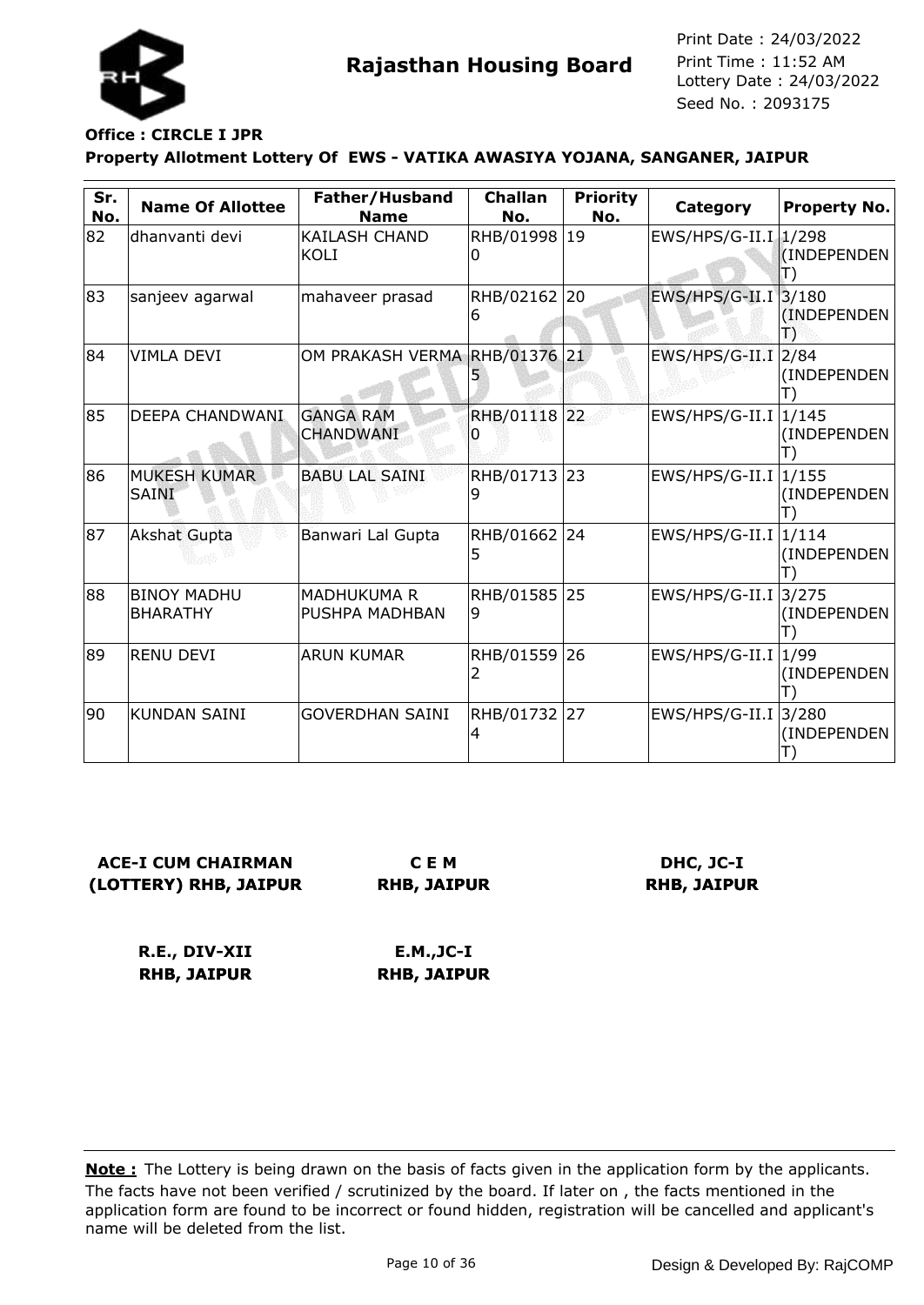**Rajasthan Housing Board**

Print Date : 24/03/2022
Print Time : 11:52 AM
Lottery Date : 24/03/2022
Seed No. : 2093175

**Office : CIRCLE I JPR**

**Property Allotment Lottery Of EWS - VATIKA AWASIYA YOJANA, SANGANER, JAIPUR**

| Sr. No. | Name Of Allottee | Father/Husband Name | Challan No. | Priority No. | Category | Property No. |
|---|---|---|---|---|---|---|
| 82 | dhanvanti devi | KAILASH CHAND KOLI | RHB/019980 | 19 | EWS/HPS/G-II.I | 1/298 (INDEPENDENT) |
| 83 | sanjeev agarwal | mahaveer prasad | RHB/021626 | 20 | EWS/HPS/G-II.I | 3/180 (INDEPENDENT) |
| 84 | VIMLA DEVI | OM PRAKASH VERMA | RHB/013765 | 21 | EWS/HPS/G-II.I | 2/84 (INDEPENDENT) |
| 85 | DEEPA CHANDWANI | GANGA RAM CHANDWANI | RHB/011180 | 22 | EWS/HPS/G-II.I | 1/145 (INDEPENDENT) |
| 86 | MUKESH KUMAR SAINI | BABU LAL SAINI | RHB/017139 | 23 | EWS/HPS/G-II.I | 1/155 (INDEPENDENT) |
| 87 | Akshat Gupta | Banwari Lal Gupta | RHB/016625 | 24 | EWS/HPS/G-II.I | 1/114 (INDEPENDENT) |
| 88 | BINOY MADHU BHARATHY | MADHUKUMA R PUSHPA MADHBAN | RHB/015859 | 25 | EWS/HPS/G-II.I | 3/275 (INDEPENDENT) |
| 89 | RENU DEVI | ARUN KUMAR | RHB/015592 | 26 | EWS/HPS/G-II.I | 1/99 (INDEPENDENT) |
| 90 | KUNDAN SAINI | GOVERDHAN SAINI | RHB/017324 | 27 | EWS/HPS/G-II.I | 3/280 (INDEPENDENT) |

**ACE-I CUM CHAIRMAN (LOTTERY) RHB, JAIPUR**

**C E M RHB, JAIPUR**

**DHC, JC-I RHB, JAIPUR**

**R.E., DIV-XII RHB, JAIPUR**

**E.M.,JC-I RHB, JAIPUR**

**Note :** The Lottery is being drawn on the basis of facts given in the application form by the applicants. The facts have not been verified / scrutinized by the board. If later on , the facts mentioned in the application form are found to be incorrect or found hidden, registration will be cancelled and applicant's name will be deleted from the list.

Design & Developed By: RajCOMP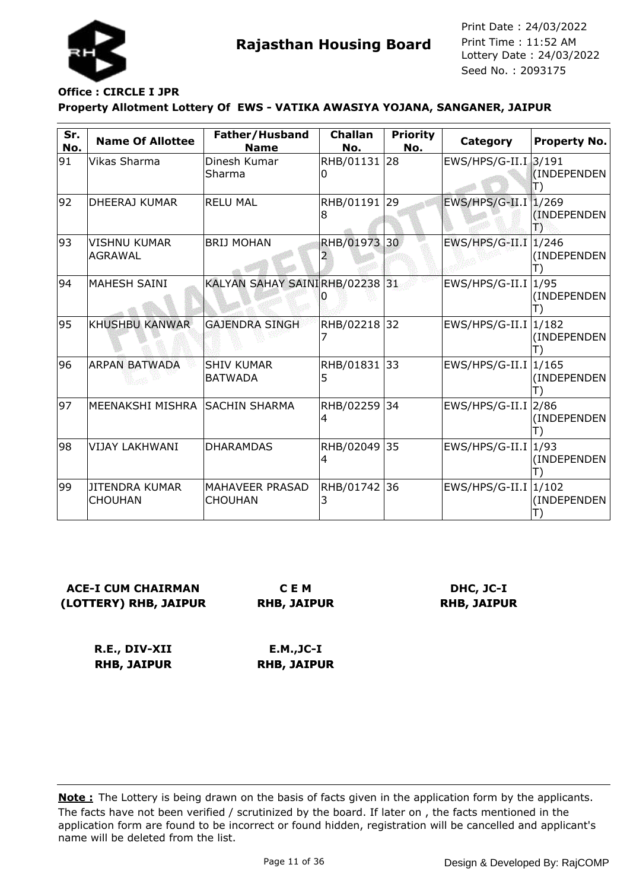**Rajasthan Housing Board**

Print Date : 24/03/2022
Print Time : 11:52 AM
Lottery Date : 24/03/2022
Seed No. : 2093175

**Office : CIRCLE I JPR**

**Property Allotment Lottery Of EWS - VATIKA AWASIYA YOJANA, SANGANER, JAIPUR**

| Sr. No. | Name Of Allottee | Father/Husband Name | Challan No. | Priority No. | Category | Property No. |
|---|---|---|---|---|---|---|
| 91 | Vikas Sharma | Dinesh Kumar Sharma | RHB/011310 | 28 | EWS/HPS/G-II.I | 3/191 (INDEPENDENT) |
| 92 | DHEERAJ KUMAR | RELU MAL | RHB/011918 | 29 | EWS/HPS/G-II.I | 1/269 (INDEPENDENT) |
| 93 | VISHNU KUMAR AGRAWAL | BRIJ MOHAN | RHB/019732 | 30 | EWS/HPS/G-II.I | 1/246 (INDEPENDENT) |
| 94 | MAHESH SAINI | KALYAN SAHAY SAINI | RHB/022380 | 31 | EWS/HPS/G-II.I | 1/95 (INDEPENDENT) |
| 95 | KHUSHBU KANWAR | GAJENDRA SINGH | RHB/022187 | 32 | EWS/HPS/G-II.I | 1/182 (INDEPENDENT) |
| 96 | ARPAN BATWADA | SHIV KUMAR BATWADA | RHB/018315 | 33 | EWS/HPS/G-II.I | 1/165 (INDEPENDENT) |
| 97 | MEENAKSHI MISHRA | SACHIN SHARMA | RHB/022594 | 34 | EWS/HPS/G-II.I | 2/86 (INDEPENDENT) |
| 98 | VIJAY LAKHWANI | DHARAMDAS | RHB/020494 | 35 | EWS/HPS/G-II.I | 1/93 (INDEPENDENT) |
| 99 | JITENDRA KUMAR CHOUHAN | MAHAVEER PRASAD CHOUHAN | RHB/017423 | 36 | EWS/HPS/G-II.I | 1/102 (INDEPENDENT) |

**ACE-I CUM CHAIRMAN (LOTTERY) RHB, JAIPUR**

**C E M RHB, JAIPUR**

**DHC, JC-I RHB, JAIPUR**

**R.E., DIV-XII RHB, JAIPUR**

**E.M.,JC-I RHB, JAIPUR**

**Note :** The Lottery is being drawn on the basis of facts given in the application form by the applicants. The facts have not been verified / scrutinized by the board. If later on , the facts mentioned in the application form are found to be incorrect or found hidden, registration will be cancelled and applicant's name will be deleted from the list.

Design & Developed By: RajCOMP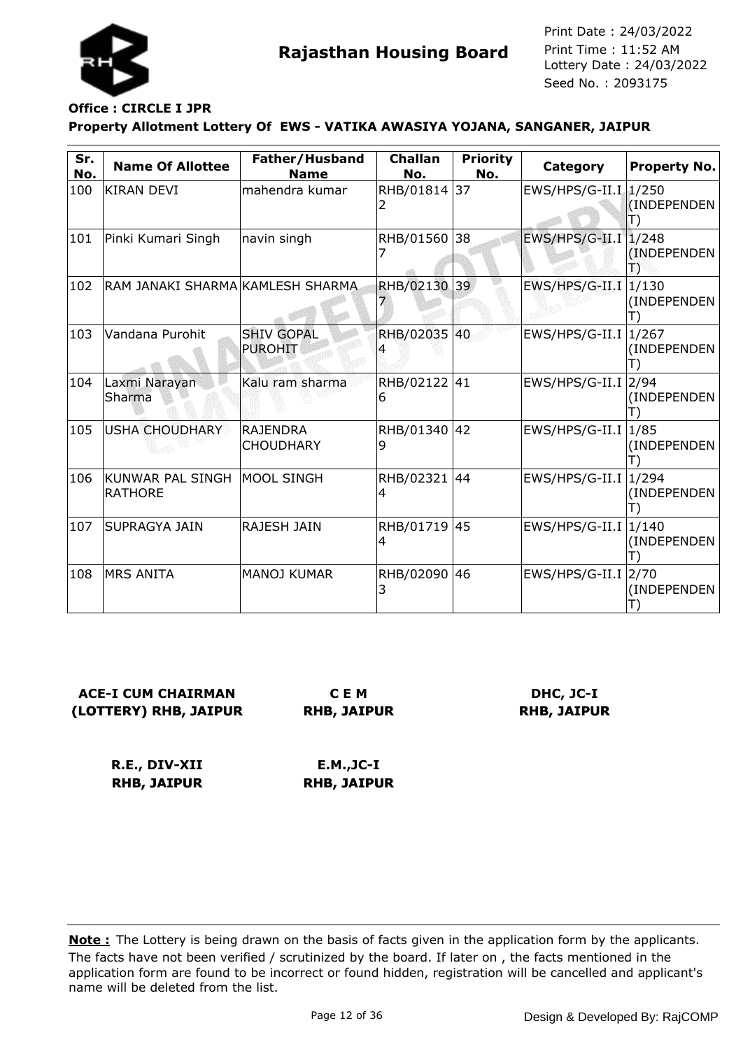Rajasthan Housing Board

Print Date : 24/03/2022
Print Time : 11:52 AM
Lottery Date : 24/03/2022
Seed No. : 2093175

**Office : CIRCLE I JPR**

**Property Allotment Lottery Of EWS - VATIKA AWASIYA YOJANA, SANGANER, JAIPUR**

| Sr. No. | Name Of Allottee | Father/Husband Name | Challan No. | Priority No. | Category | Property No. |
|---|---|---|---|---|---|---|
| 100 | KIRAN DEVI | mahendra kumar | RHB/018142 | 37 | EWS/HPS/G-II.I | 1/250 (INDEPENDENT) |
| 101 | Pinki Kumari Singh | navin singh | RHB/015607 | 38 | EWS/HPS/G-II.I | 1/248 (INDEPENDENT) |
| 102 | RAM JANAKI SHARMA | KAMLESH SHARMA | RHB/021307 | 39 | EWS/HPS/G-II.I | 1/130 (INDEPENDENT) |
| 103 | Vandana Purohit | SHIV GOPAL PUROHIT | RHB/020354 | 40 | EWS/HPS/G-II.I | 1/267 (INDEPENDENT) |
| 104 | Laxmi Narayan Sharma | Kalu ram sharma | RHB/021226 | 41 | EWS/HPS/G-II.I | 2/94 (INDEPENDENT) |
| 105 | USHA CHOUDHARY | RAJENDRA CHOUDHARY | RHB/013409 | 42 | EWS/HPS/G-II.I | 1/85 (INDEPENDENT) |
| 106 | KUNWAR PAL SINGH RATHORE | MOOL SINGH | RHB/023214 | 44 | EWS/HPS/G-II.I | 1/294 (INDEPENDENT) |
| 107 | SUPRAGYA JAIN | RAJESH JAIN | RHB/017194 | 45 | EWS/HPS/G-II.I | 1/140 (INDEPENDENT) |
| 108 | MRS ANITA | MANOJ KUMAR | RHB/020903 | 46 | EWS/HPS/G-II.I | 2/70 (INDEPENDENT) |

**ACE-I CUM CHAIRMAN (LOTTERY) RHB, JAIPUR**

**C E M RHB, JAIPUR**

**DHC, JC-I RHB, JAIPUR**

**R.E., DIV-XII RHB, JAIPUR**

**E.M.,JC-I RHB, JAIPUR**

**Note :** The Lottery is being drawn on the basis of facts given in the application form by the applicants. The facts have not been verified / scrutinized by the board. If later on , the facts mentioned in the application form are found to be incorrect or found hidden, registration will be cancelled and applicant's name will be deleted from the list.

Design & Developed By: RajCOMP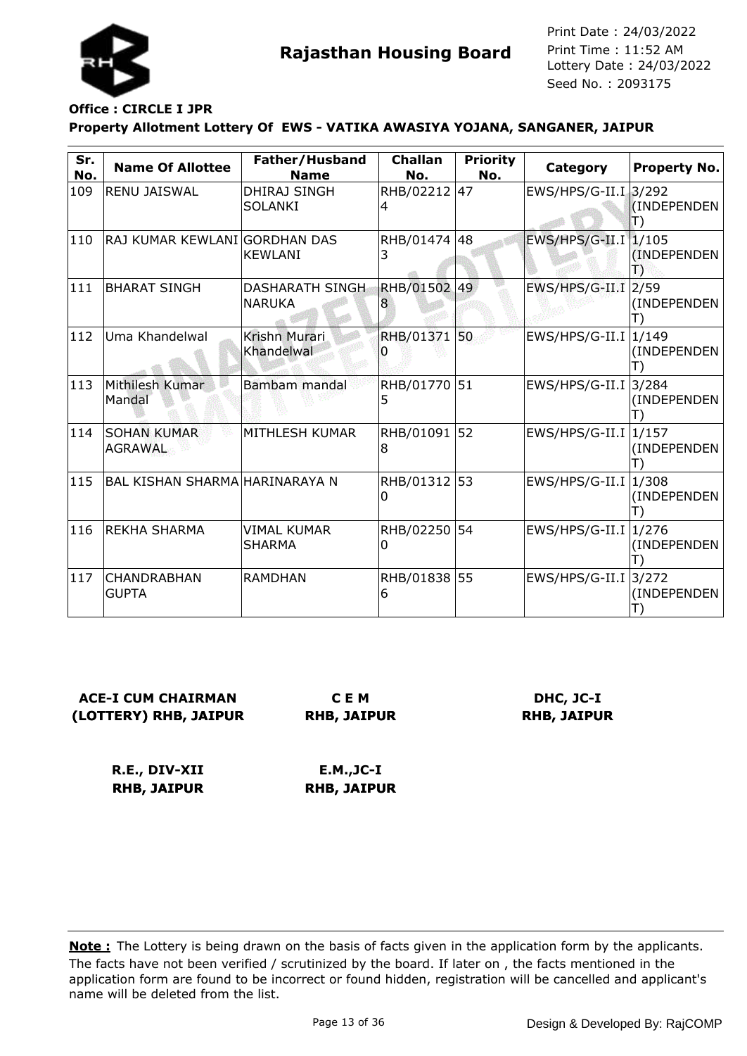**Rajasthan Housing Board**

Print Date : 24/03/2022
Print Time : 11:52 AM
Lottery Date : 24/03/2022
Seed No. : 2093175

**Office : CIRCLE I JPR**

**Property Allotment Lottery Of EWS - VATIKA AWASIYA YOJANA, SANGANER, JAIPUR**

| Sr. No. | Name Of Allottee | Father/Husband Name | Challan No. | Priority No. | Category | Property No. |
|---|---|---|---|---|---|---|
| 109 | RENU JAISWAL | DHIRAJ SINGH SOLANKI | RHB/022124 | 47 | EWS/HPS/G-II.I | 3/292 (INDEPENDENT) |
| 110 | RAJ KUMAR KEWLANI | GORDHAN DAS KEWLANI | RHB/014743 | 48 | EWS/HPS/G-II.I | 1/105 (INDEPENDENT) |
| 111 | BHARAT SINGH | DASHARATH SINGH NARUKA | RHB/015028 | 49 | EWS/HPS/G-II.I | 2/59 (INDEPENDENT) |
| 112 | Uma Khandelwal | Krishn Murari Khandelwal | RHB/013710 | 50 | EWS/HPS/G-II.I | 1/149 (INDEPENDENT) |
| 113 | Mithilesh Kumar Mandal | Bambam mandal | RHB/017705 | 51 | EWS/HPS/G-II.I | 3/284 (INDEPENDENT) |
| 114 | SOHAN KUMAR AGRAWAL | MITHLESH KUMAR | RHB/010918 | 52 | EWS/HPS/G-II.I | 1/157 (INDEPENDENT) |
| 115 | BAL KISHAN SHARMA | HARINARAYA N | RHB/013120 | 53 | EWS/HPS/G-II.I | 1/308 (INDEPENDENT) |
| 116 | REKHA SHARMA | VIMAL KUMAR SHARMA | RHB/022500 | 54 | EWS/HPS/G-II.I | 1/276 (INDEPENDENT) |
| 117 | CHANDRABHAN GUPTA | RAMDHAN | RHB/018386 | 55 | EWS/HPS/G-II.I | 3/272 (INDEPENDENT) |

**ACE-I CUM CHAIRMAN (LOTTERY) RHB, JAIPUR**

**C E M RHB, JAIPUR**

**DHC, JC-I RHB, JAIPUR**

**R.E., DIV-XII RHB, JAIPUR**

**E.M.,JC-I RHB, JAIPUR**

**Note :** The Lottery is being drawn on the basis of facts given in the application form by the applicants. The facts have not been verified / scrutinized by the board. If later on , the facts mentioned in the application form are found to be incorrect or found hidden, registration will be cancelled and applicant's name will be deleted from the list.

Design & Developed By: RajCOMP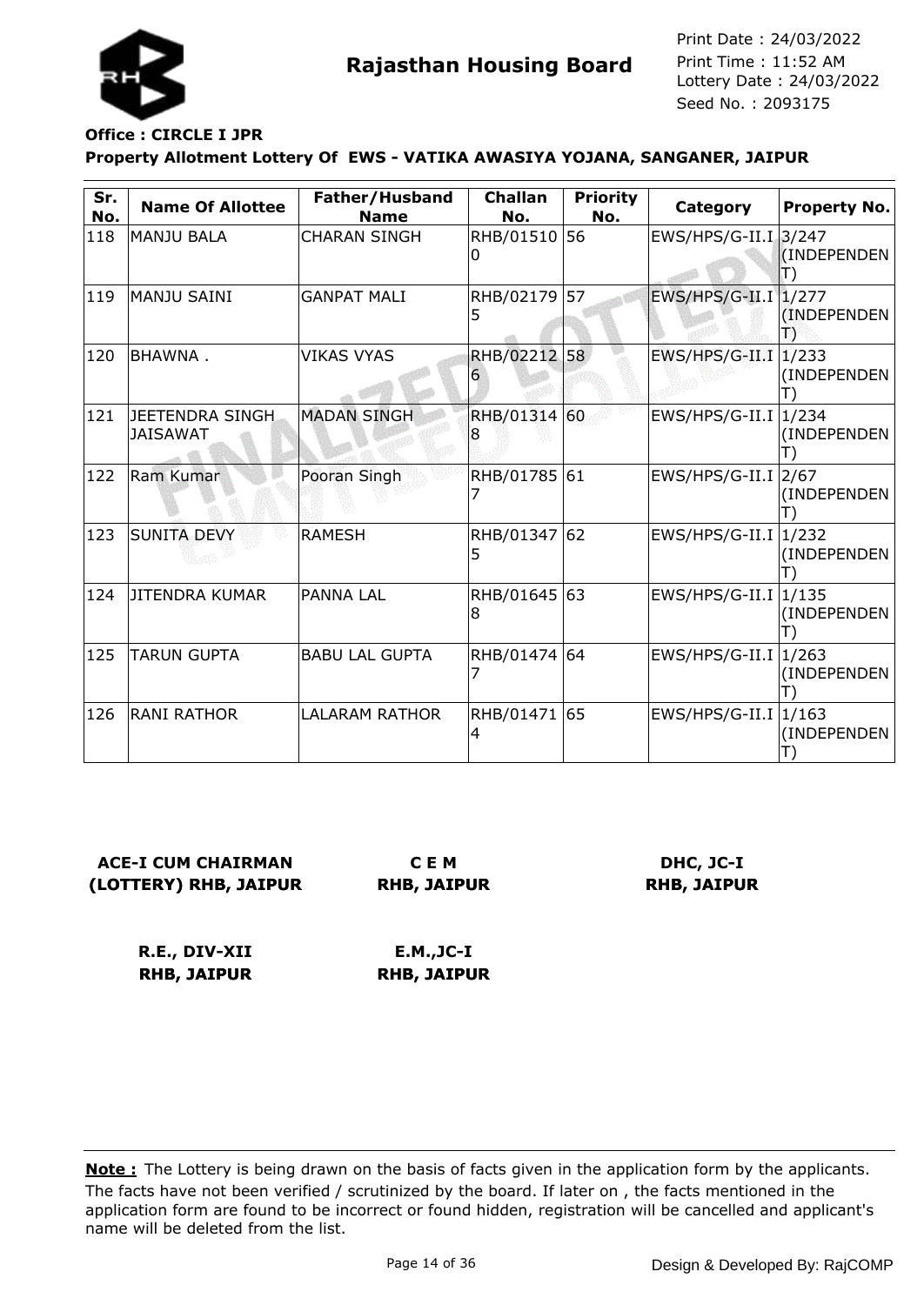# Rajasthan Housing Board

Print Date : 24/03/2022
Print Time : 11:52 AM
Lottery Date : 24/03/2022
Seed No. : 2093175

**Office : CIRCLE I JPR**

**Property Allotment Lottery Of EWS - VATIKA AWASIYA YOJANA, SANGANER, JAIPUR**

| Sr. No. | Name Of Allottee | Father/Husband Name | Challan No. | Priority No. | Category | Property No. |
|---|---|---|---|---|---|---|
| 118 | MANJU BALA | CHARAN SINGH | RHB/015100 | 56 | EWS/HPS/G-II.I | 3/247 (INDEPENDENT) |
| 119 | MANJU SAINI | GANPAT MALI | RHB/021795 | 57 | EWS/HPS/G-II.I | 1/277 (INDEPENDENT) |
| 120 | BHAWNA . | VIKAS VYAS | RHB/022126 | 58 | EWS/HPS/G-II.I | 1/233 (INDEPENDENT) |
| 121 | JEETENDRA SINGH JAISAWAT | MADAN SINGH | RHB/013148 | 60 | EWS/HPS/G-II.I | 1/234 (INDEPENDENT) |
| 122 | Ram Kumar | Pooran Singh | RHB/017857 | 61 | EWS/HPS/G-II.I | 2/67 (INDEPENDENT) |
| 123 | SUNITA DEVY | RAMESH | RHB/013475 | 62 | EWS/HPS/G-II.I | 1/232 (INDEPENDENT) |
| 124 | JITENDRA KUMAR | PANNA LAL | RHB/016458 | 63 | EWS/HPS/G-II.I | 1/135 (INDEPENDENT) |
| 125 | TARUN GUPTA | BABU LAL GUPTA | RHB/014747 | 64 | EWS/HPS/G-II.I | 1/263 (INDEPENDENT) |
| 126 | RANI RATHOR | LALARAM RATHOR | RHB/014714 | 65 | EWS/HPS/G-II.I | 1/163 (INDEPENDENT) |

**ACE-I CUM CHAIRMAN (LOTTERY) RHB, JAIPUR**

**C E M RHB, JAIPUR**

**DHC, JC-I RHB, JAIPUR**

**R.E., DIV-XII RHB, JAIPUR**

**E.M.,JC-I RHB, JAIPUR**

**Note :** The Lottery is being drawn on the basis of facts given in the application form by the applicants. The facts have not been verified / scrutinized by the board. If later on , the facts mentioned in the application form are found to be incorrect or found hidden, registration will be cancelled and applicant's name will be deleted from the list.

Design & Developed By: RajCOMP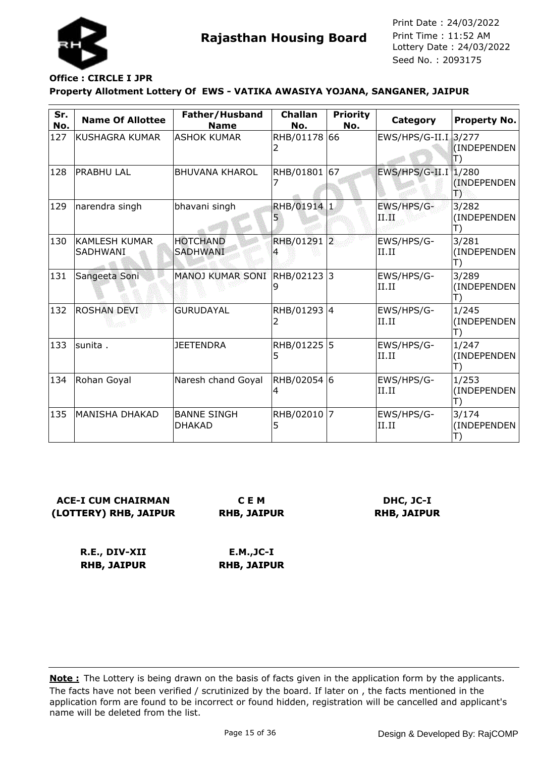**Rajasthan Housing Board**

Print Date : 24/03/2022
Print Time : 11:52 AM
Lottery Date : 24/03/2022
Seed No. : 2093175

**Office : CIRCLE I JPR**

**Property Allotment Lottery Of EWS - VATIKA AWASIYA YOJANA, SANGANER, JAIPUR**

| Sr. No. | Name Of Allottee | Father/Husband Name | Challan No. | Priority No. | Category | Property No. |
|---|---|---|---|---|---|---|
| 127 | KUSHAGRA KUMAR | ASHOK KUMAR | RHB/011782 | 66 | EWS/HPS/G-II.I | 3/277 (INDEPENDENT) |
| 128 | PRABHU LAL | BHUVANA KHAROL | RHB/018017 | 67 | EWS/HPS/G-II.I | 1/280 (INDEPENDENT) |
| 129 | narendra singh | bhavani singh | RHB/019145 | 1 | EWS/HPS/G-II.II | 3/282 (INDEPENDENT) |
| 130 | KAMLESH KUMAR SADHWANI | HOTCHAND SADHWANI | RHB/012914 | 2 | EWS/HPS/G-II.II | 3/281 (INDEPENDENT) |
| 131 | Sangeeta Soni | MANOJ KUMAR SONI | RHB/021239 | 3 | EWS/HPS/G-II.II | 3/289 (INDEPENDENT) |
| 132 | ROSHAN DEVI | GURUDAYAL | RHB/012932 | 4 | EWS/HPS/G-II.II | 1/245 (INDEPENDENT) |
| 133 | sunita . | JEETENDRA | RHB/012255 | 5 | EWS/HPS/G-II.II | 1/247 (INDEPENDENT) |
| 134 | Rohan Goyal | Naresh chand Goyal | RHB/020544 | 6 | EWS/HPS/G-II.II | 1/253 (INDEPENDENT) |
| 135 | MANISHA DHAKAD | BANNE SINGH DHAKAD | RHB/020105 | 7 | EWS/HPS/G-II.II | 3/174 (INDEPENDENT) |

**ACE-I CUM CHAIRMAN (LOTTERY) RHB, JAIPUR**

**C E M RHB, JAIPUR**

**DHC, JC-I RHB, JAIPUR**

**R.E., DIV-XII RHB, JAIPUR**

**E.M.,JC-I RHB, JAIPUR**

**Note :** The Lottery is being drawn on the basis of facts given in the application form by the applicants. The facts have not been verified / scrutinized by the board. If later on , the facts mentioned in the application form are found to be incorrect or found hidden, registration will be cancelled and applicant's name will be deleted from the list.

Design & Developed By: RajCOMP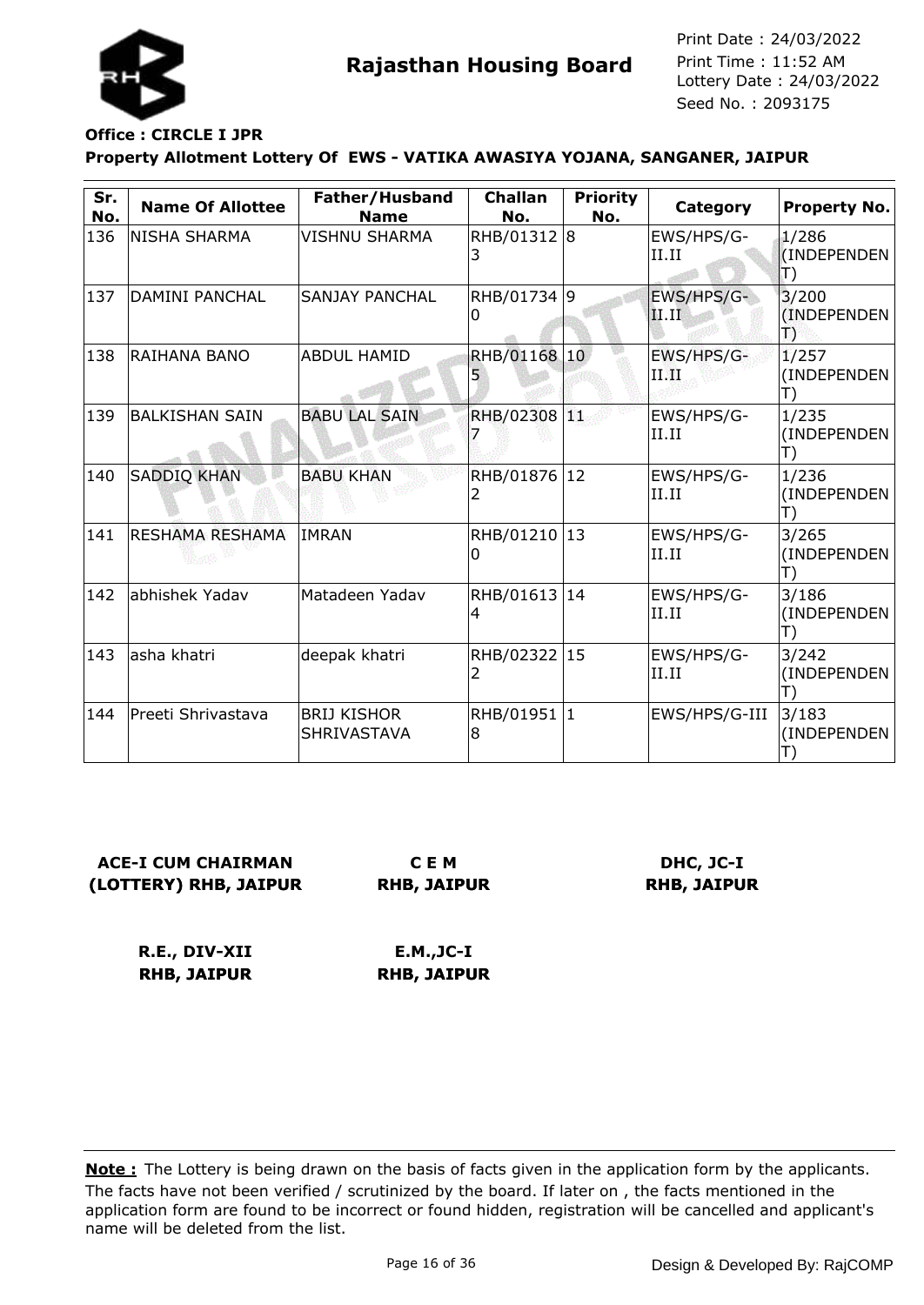**Rajasthan Housing Board**

Print Date : 24/03/2022
Print Time : 11:52 AM
Lottery Date : 24/03/2022
Seed No. : 2093175

**Office : CIRCLE I JPR**

**Property Allotment Lottery Of EWS - VATIKA AWASIYA YOJANA, SANGANER, JAIPUR**

| Sr. No. | Name Of Allottee | Father/Husband Name | Challan No. | Priority No. | Category | Property No. |
|---|---|---|---|---|---|---|
| 136 | NISHA SHARMA | VISHNU SHARMA | RHB/013123 | 8 | EWS/HPS/G-II.II | 1/286 (INDEPENDENT) |
| 137 | DAMINI PANCHAL | SANJAY PANCHAL | RHB/017340 | 9 | EWS/HPS/G-II.II | 3/200 (INDEPENDENT) |
| 138 | RAIHANA BANO | ABDUL HAMID | RHB/011685 | 10 | EWS/HPS/G-II.II | 1/257 (INDEPENDENT) |
| 139 | BALKISHAN SAIN | BABU LAL SAIN | RHB/023087 | 11 | EWS/HPS/G-II.II | 1/235 (INDEPENDENT) |
| 140 | SADDIQ KHAN | BABU KHAN | RHB/018762 | 12 | EWS/HPS/G-II.II | 1/236 (INDEPENDENT) |
| 141 | RESHAMA RESHAMA | IMRAN | RHB/012100 | 13 | EWS/HPS/G-II.II | 3/265 (INDEPENDENT) |
| 142 | abhishek Yadav | Matadeen Yadav | RHB/016134 | 14 | EWS/HPS/G-II.II | 3/186 (INDEPENDENT) |
| 143 | asha khatri | deepak khatri | RHB/023222 | 15 | EWS/HPS/G-II.II | 3/242 (INDEPENDENT) |
| 144 | Preeti Shrivastava | BRIJ KISHOR SHRIVASTAVA | RHB/019518 | 1 | EWS/HPS/G-III | 3/183 (INDEPENDENT) |

**ACE-I CUM CHAIRMAN (LOTTERY) RHB, JAIPUR**

**C E M RHB, JAIPUR**

**DHC, JC-I RHB, JAIPUR**

**R.E., DIV-XII RHB, JAIPUR**

**E.M.,JC-I RHB, JAIPUR**

**Note :** The Lottery is being drawn on the basis of facts given in the application form by the applicants. The facts have not been verified / scrutinized by the board. If later on , the facts mentioned in the application form are found to be incorrect or found hidden, registration will be cancelled and applicant's name will be deleted from the list.

Design & Developed By: RajCOMP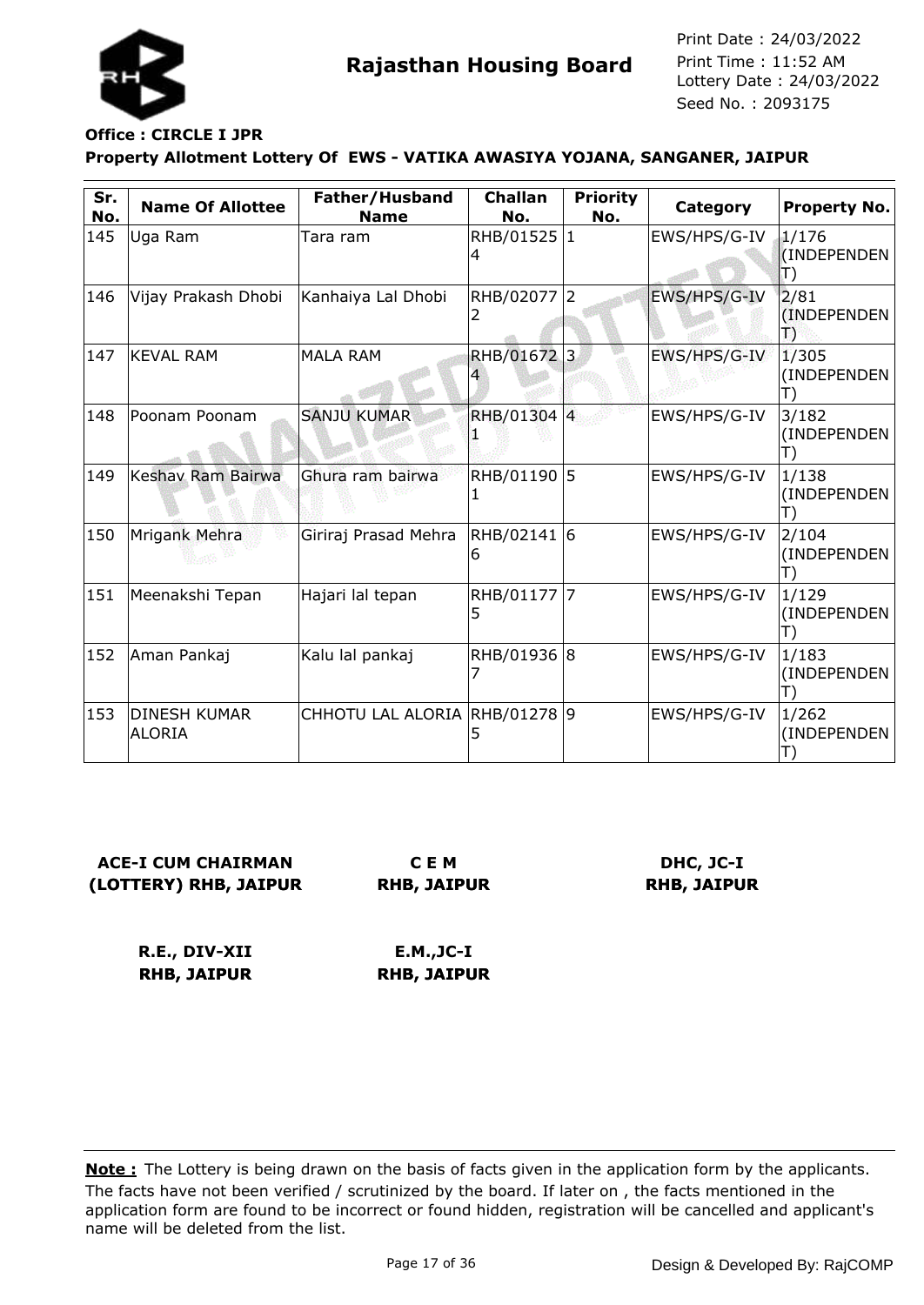**Rajasthan Housing Board**

Print Date : 24/03/2022
Print Time : 11:52 AM
Lottery Date : 24/03/2022
Seed No. : 2093175

**Office : CIRCLE I JPR**

**Property Allotment Lottery Of EWS - VATIKA AWASIYA YOJANA, SANGANER, JAIPUR**

| Sr. No. | Name Of Allottee | Father/Husband Name | Challan No. | Priority No. | Category | Property No. |
|---|---|---|---|---|---|---|
| 145 | Uga Ram | Tara ram | RHB/015254 | 1 | EWS/HPS/G-IV | 1/176 (INDEPENDENT) |
| 146 | Vijay Prakash Dhobi | Kanhaiya Lal Dhobi | RHB/020772 | 2 | EWS/HPS/G-IV | 2/81 (INDEPENDENT) |
| 147 | KEVAL RAM | MALA RAM | RHB/016724 | 3 | EWS/HPS/G-IV | 1/305 (INDEPENDENT) |
| 148 | Poonam Poonam | SANJU KUMAR | RHB/013041 | 4 | EWS/HPS/G-IV | 3/182 (INDEPENDENT) |
| 149 | Keshav Ram Bairwa | Ghura ram bairwa | RHB/011901 | 5 | EWS/HPS/G-IV | 1/138 (INDEPENDENT) |
| 150 | Mrigank Mehra | Giriraj Prasad Mehra | RHB/021416 | 6 | EWS/HPS/G-IV | 2/104 (INDEPENDENT) |
| 151 | Meenakshi Tepan | Hajari lal tepan | RHB/011775 | 7 | EWS/HPS/G-IV | 1/129 (INDEPENDENT) |
| 152 | Aman Pankaj | Kalu lal pankaj | RHB/019367 | 8 | EWS/HPS/G-IV | 1/183 (INDEPENDENT) |
| 153 | DINESH KUMAR ALORIA | CHHOTU LAL ALORIA | RHB/012785 | 9 | EWS/HPS/G-IV | 1/262 (INDEPENDENT) |

**ACE-I CUM CHAIRMAN (LOTTERY) RHB, JAIPUR**

**C E M RHB, JAIPUR**

**DHC, JC-I RHB, JAIPUR**

**R.E., DIV-XII RHB, JAIPUR**

**E.M.,JC-I RHB, JAIPUR**

**Note :** The Lottery is being drawn on the basis of facts given in the application form by the applicants. The facts have not been verified / scrutinized by the board. If later on , the facts mentioned in the application form are found to be incorrect or found hidden, registration will be cancelled and applicant's name will be deleted from the list.

Design & Developed By: RajCOMP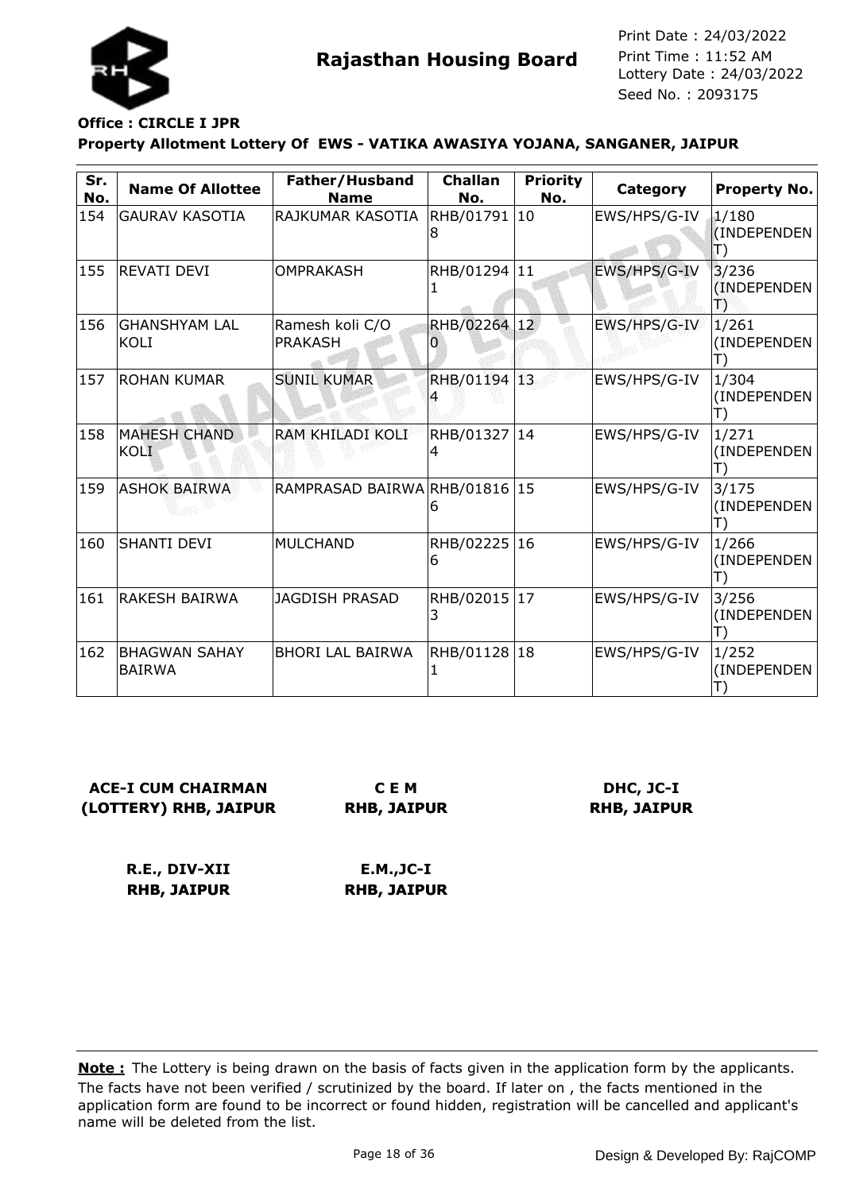**Rajasthan Housing Board**

Print Date : 24/03/2022
Print Time : 11:52 AM
Lottery Date : 24/03/2022
Seed No. : 2093175

**Office : CIRCLE I JPR**

**Property Allotment Lottery Of EWS - VATIKA AWASIYA YOJANA, SANGANER, JAIPUR**

| Sr. No. | Name Of Allottee | Father/Husband Name | Challan No. | Priority No. | Category | Property No. |
|---|---|---|---|---|---|---|
| 154 | GAURAV KASOTIA | RAJKUMAR KASOTIA | RHB/017918 | 10 | EWS/HPS/G-IV | 1/180 (INDEPENDENT) |
| 155 | REVATI DEVI | OMPRAKASH | RHB/012941 | 11 | EWS/HPS/G-IV | 3/236 (INDEPENDENT) |
| 156 | GHANSHYAM LAL KOLI | Ramesh koli C/O PRAKASH | RHB/022640 | 12 | EWS/HPS/G-IV | 1/261 (INDEPENDENT) |
| 157 | ROHAN KUMAR | SUNIL KUMAR | RHB/011944 | 13 | EWS/HPS/G-IV | 1/304 (INDEPENDENT) |
| 158 | MAHESH CHAND KOLI | RAM KHILADI KOLI | RHB/013274 | 14 | EWS/HPS/G-IV | 1/271 (INDEPENDENT) |
| 159 | ASHOK BAIRWA | RAMPRASAD BAIRWA | RHB/018166 | 15 | EWS/HPS/G-IV | 3/175 (INDEPENDENT) |
| 160 | SHANTI DEVI | MULCHAND | RHB/022256 | 16 | EWS/HPS/G-IV | 1/266 (INDEPENDENT) |
| 161 | RAKESH BAIRWA | JAGDISH PRASAD | RHB/020153 | 17 | EWS/HPS/G-IV | 3/256 (INDEPENDENT) |
| 162 | BHAGWAN SAHAY BAIRWA | BHORI LAL BAIRWA | RHB/011281 | 18 | EWS/HPS/G-IV | 1/252 (INDEPENDENT) |

**ACE-I CUM CHAIRMAN (LOTTERY) RHB, JAIPUR**

**C E M RHB, JAIPUR**

**DHC, JC-I RHB, JAIPUR**

**R.E., DIV-XII RHB, JAIPUR**

**E.M.,JC-I RHB, JAIPUR**

**Note :** The Lottery is being drawn on the basis of facts given in the application form by the applicants. The facts have not been verified / scrutinized by the board. If later on , the facts mentioned in the application form are found to be incorrect or found hidden, registration will be cancelled and applicant's name will be deleted from the list.

Design & Developed By: RajCOMP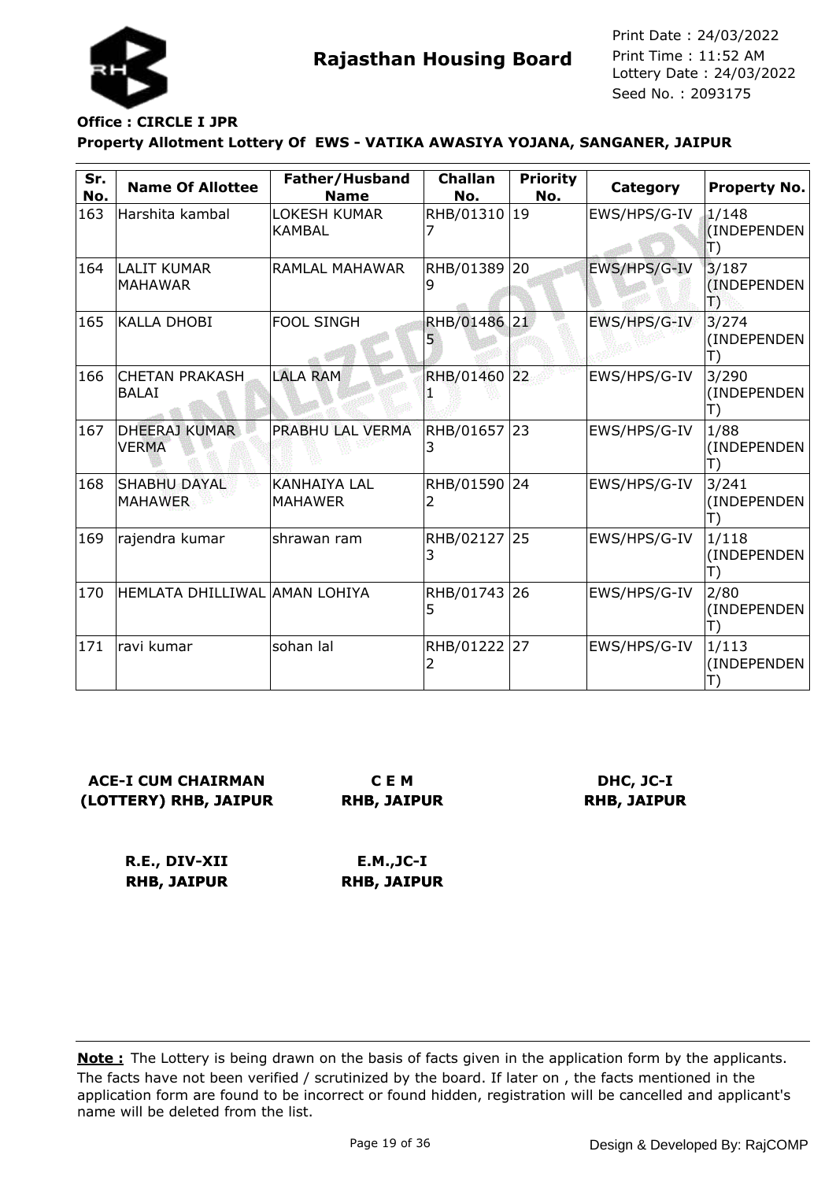Rajasthan Housing Board

Print Date : 24/03/2022
Print Time : 11:52 AM
Lottery Date : 24/03/2022
Seed No. : 2093175

**Office : CIRCLE I JPR**

**Property Allotment Lottery Of EWS - VATIKA AWASIYA YOJANA, SANGANER, JAIPUR**

| Sr. No. | Name Of Allottee | Father/Husband Name | Challan No. | Priority No. | Category | Property No. |
|---|---|---|---|---|---|---|
| 163 | Harshita kambal | LOKESH KUMAR KAMBAL | RHB/013107 | 19 | EWS/HPS/G-IV | 1/148 (INDEPENDENT) |
| 164 | LALIT KUMAR MAHAWAR | RAMLAL MAHAWAR | RHB/013899 | 20 | EWS/HPS/G-IV | 3/187 (INDEPENDENT) |
| 165 | KALLA DHOBI | FOOL SINGH | RHB/014865 | 21 | EWS/HPS/G-IV | 3/274 (INDEPENDENT) |
| 166 | CHETAN PRAKASH BALAI | LALA RAM | RHB/014601 | 22 | EWS/HPS/G-IV | 3/290 (INDEPENDENT) |
| 167 | DHEERAJ KUMAR VERMA | PRABHU LAL VERMA | RHB/016573 | 23 | EWS/HPS/G-IV | 1/88 (INDEPENDENT) |
| 168 | SHABHU DAYAL MAHAWER | KANHAIYA LAL MAHAWER | RHB/015902 | 24 | EWS/HPS/G-IV | 3/241 (INDEPENDENT) |
| 169 | rajendra kumar | shrawan ram | RHB/021273 | 25 | EWS/HPS/G-IV | 1/118 (INDEPENDENT) |
| 170 | HEMLATA DHILLIWAL | AMAN LOHIYA | RHB/017435 | 26 | EWS/HPS/G-IV | 2/80 (INDEPENDENT) |
| 171 | ravi kumar | sohan lal | RHB/012222 | 27 | EWS/HPS/G-IV | 1/113 (INDEPENDENT) |

**ACE-I CUM CHAIRMAN (LOTTERY) RHB, JAIPUR**

**C E M RHB, JAIPUR**

**DHC, JC-I RHB, JAIPUR**

**R.E., DIV-XII RHB, JAIPUR**

**E.M.,JC-I RHB, JAIPUR**

**Note :** The Lottery is being drawn on the basis of facts given in the application form by the applicants. The facts have not been verified / scrutinized by the board. If later on , the facts mentioned in the application form are found to be incorrect or found hidden, registration will be cancelled and applicant's name will be deleted from the list.

Design & Developed By: RajCOMP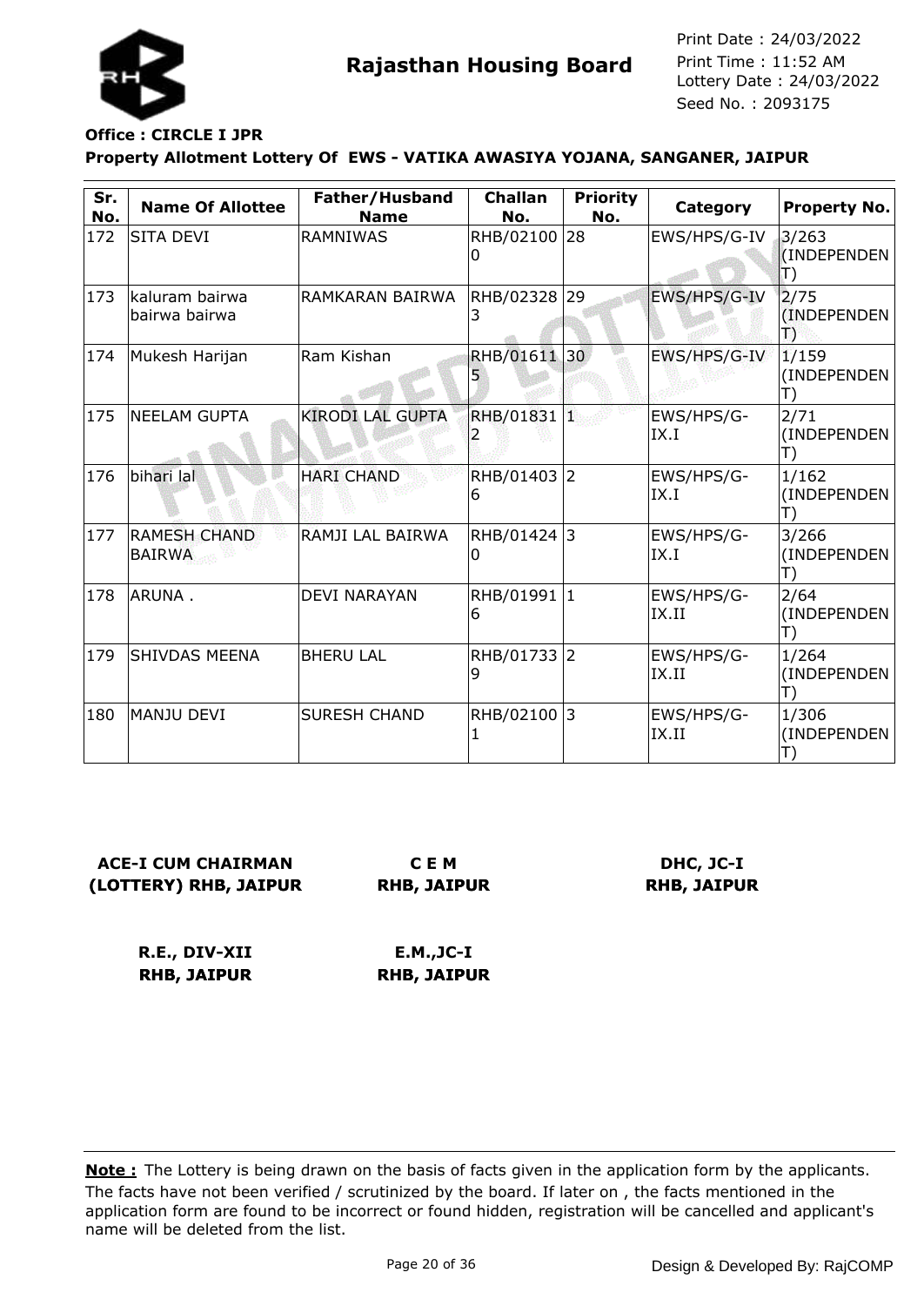# Rajasthan Housing Board

Print Date : 24/03/2022
Print Time : 11:52 AM
Lottery Date : 24/03/2022
Seed No. : 2093175

**Office : CIRCLE I JPR**

**Property Allotment Lottery Of EWS - VATIKA AWASIYA YOJANA, SANGANER, JAIPUR**

| Sr. No. | Name Of Allottee | Father/Husband Name | Challan No. | Priority No. | Category | Property No. |
|---|---|---|---|---|---|---|
| 172 | SITA DEVI | RAMNIWAS | RHB/021000 | 28 | EWS/HPS/G-IV | 3/263 (INDEPENDENT) |
| 173 | kaluram bairwa bairwa bairwa | RAMKARAN BAIRWA | RHB/023283 | 29 | EWS/HPS/G-IV | 2/75 (INDEPENDENT) |
| 174 | Mukesh Harijan | Ram Kishan | RHB/016115 | 30 | EWS/HPS/G-IV | 1/159 (INDEPENDENT) |
| 175 | NEELAM GUPTA | KIRODI LAL GUPTA | RHB/018312 | 1 | EWS/HPS/G-IX.I | 2/71 (INDEPENDENT) |
| 176 | bihari lal | HARI CHAND | RHB/014036 | 2 | EWS/HPS/G-IX.I | 1/162 (INDEPENDENT) |
| 177 | RAMESH CHAND BAIRWA | RAMJI LAL BAIRWA | RHB/014240 | 3 | EWS/HPS/G-IX.I | 3/266 (INDEPENDENT) |
| 178 | ARUNA . | DEVI NARAYAN | RHB/019916 | 1 | EWS/HPS/G-IX.II | 2/64 (INDEPENDENT) |
| 179 | SHIVDAS MEENA | BHERU LAL | RHB/017339 | 2 | EWS/HPS/G-IX.II | 1/264 (INDEPENDENT) |
| 180 | MANJU DEVI | SURESH CHAND | RHB/021001 | 3 | EWS/HPS/G-IX.II | 1/306 (INDEPENDENT) |

**ACE-I CUM CHAIRMAN (LOTTERY) RHB, JAIPUR**

**C E M RHB, JAIPUR**

**DHC, JC-I RHB, JAIPUR**

**R.E., DIV-XII RHB, JAIPUR**

**E.M.,JC-I RHB, JAIPUR**

**Note :** The Lottery is being drawn on the basis of facts given in the application form by the applicants. The facts have not been verified / scrutinized by the board. If later on , the facts mentioned in the application form are found to be incorrect or found hidden, registration will be cancelled and applicant's name will be deleted from the list.

Design & Developed By: RajCOMP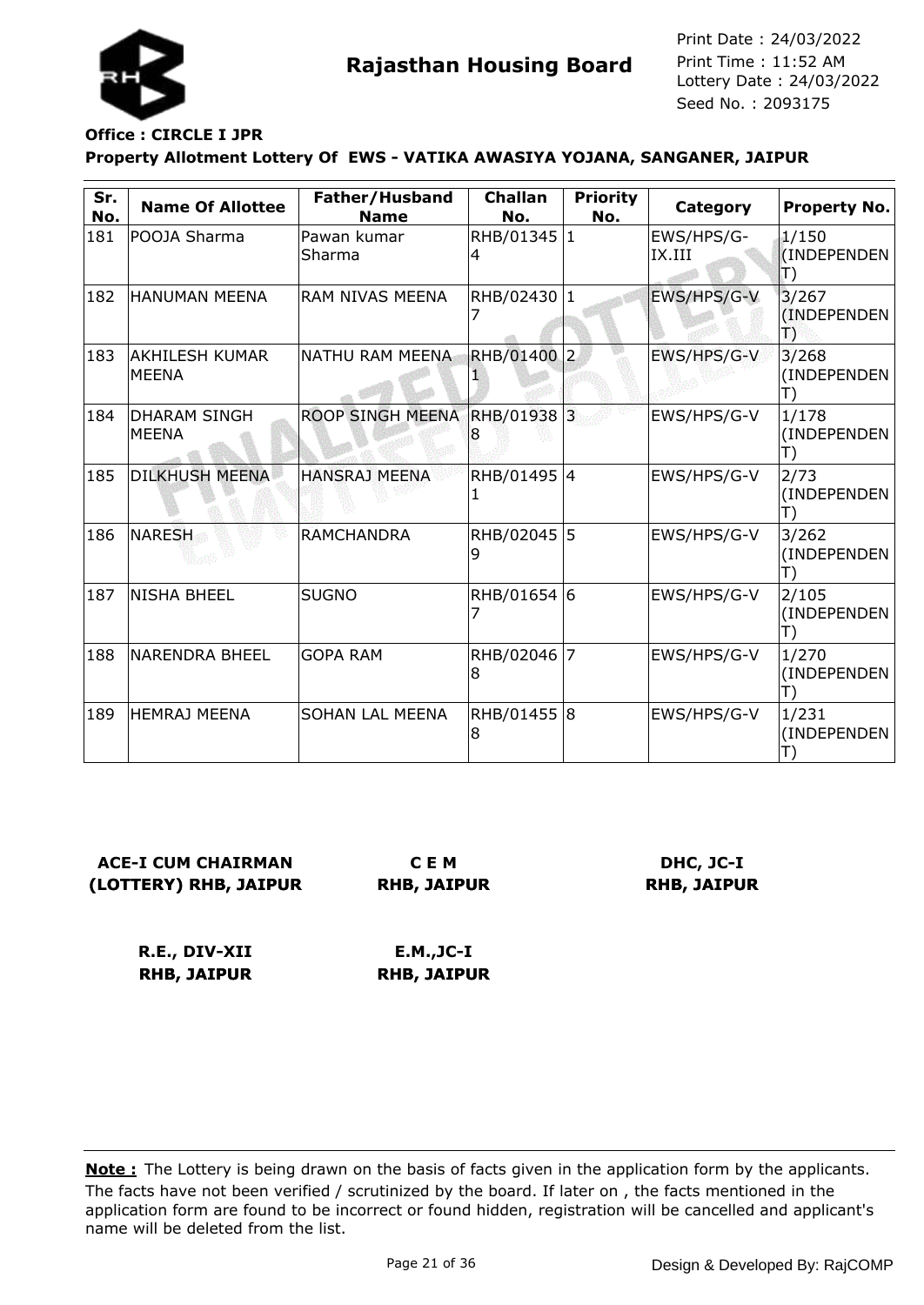# Rajasthan Housing Board

Print Date : 24/03/2022
Print Time : 11:52 AM
Lottery Date : 24/03/2022
Seed No. : 2093175

**Office : CIRCLE I JPR**

**Property Allotment Lottery Of EWS - VATIKA AWASIYA YOJANA, SANGANER, JAIPUR**

| Sr. No. | Name Of Allottee | Father/Husband Name | Challan No. | Priority No. | Category | Property No. |
|---|---|---|---|---|---|---|
| 181 | POOJA Sharma | Pawan kumar Sharma | RHB/013454 | 1 | EWS/HPS/G-IX.III | 1/150 (INDEPENDENT) |
| 182 | HANUMAN MEENA | RAM NIVAS MEENA | RHB/024307 | 1 | EWS/HPS/G-V | 3/267 (INDEPENDENT) |
| 183 | AKHILESH KUMAR MEENA | NATHU RAM MEENA | RHB/014001 | 2 | EWS/HPS/G-V | 3/268 (INDEPENDENT) |
| 184 | DHARAM SINGH MEENA | ROOP SINGH MEENA | RHB/019388 | 3 | EWS/HPS/G-V | 1/178 (INDEPENDENT) |
| 185 | DILKHUSH MEENA | HANSRAJ MEENA | RHB/014951 | 4 | EWS/HPS/G-V | 2/73 (INDEPENDENT) |
| 186 | NARESH | RAMCHANDRA | RHB/020459 | 5 | EWS/HPS/G-V | 3/262 (INDEPENDENT) |
| 187 | NISHA BHEEL | SUGNO | RHB/016547 | 6 | EWS/HPS/G-V | 2/105 (INDEPENDENT) |
| 188 | NARENDRA BHEEL | GOPA RAM | RHB/020468 | 7 | EWS/HPS/G-V | 1/270 (INDEPENDENT) |
| 189 | HEMRAJ MEENA | SOHAN LAL MEENA | RHB/014558 | 8 | EWS/HPS/G-V | 1/231 (INDEPENDENT) |

**ACE-I CUM CHAIRMAN (LOTTERY) RHB, JAIPUR**

**C E M RHB, JAIPUR**

**DHC, JC-I RHB, JAIPUR**

**R.E., DIV-XII RHB, JAIPUR**

**E.M.,JC-I RHB, JAIPUR**

**Note :** The Lottery is being drawn on the basis of facts given in the application form by the applicants. The facts have not been verified / scrutinized by the board. If later on , the facts mentioned in the application form are found to be incorrect or found hidden, registration will be cancelled and applicant's name will be deleted from the list.

Design & Developed By: RajCOMP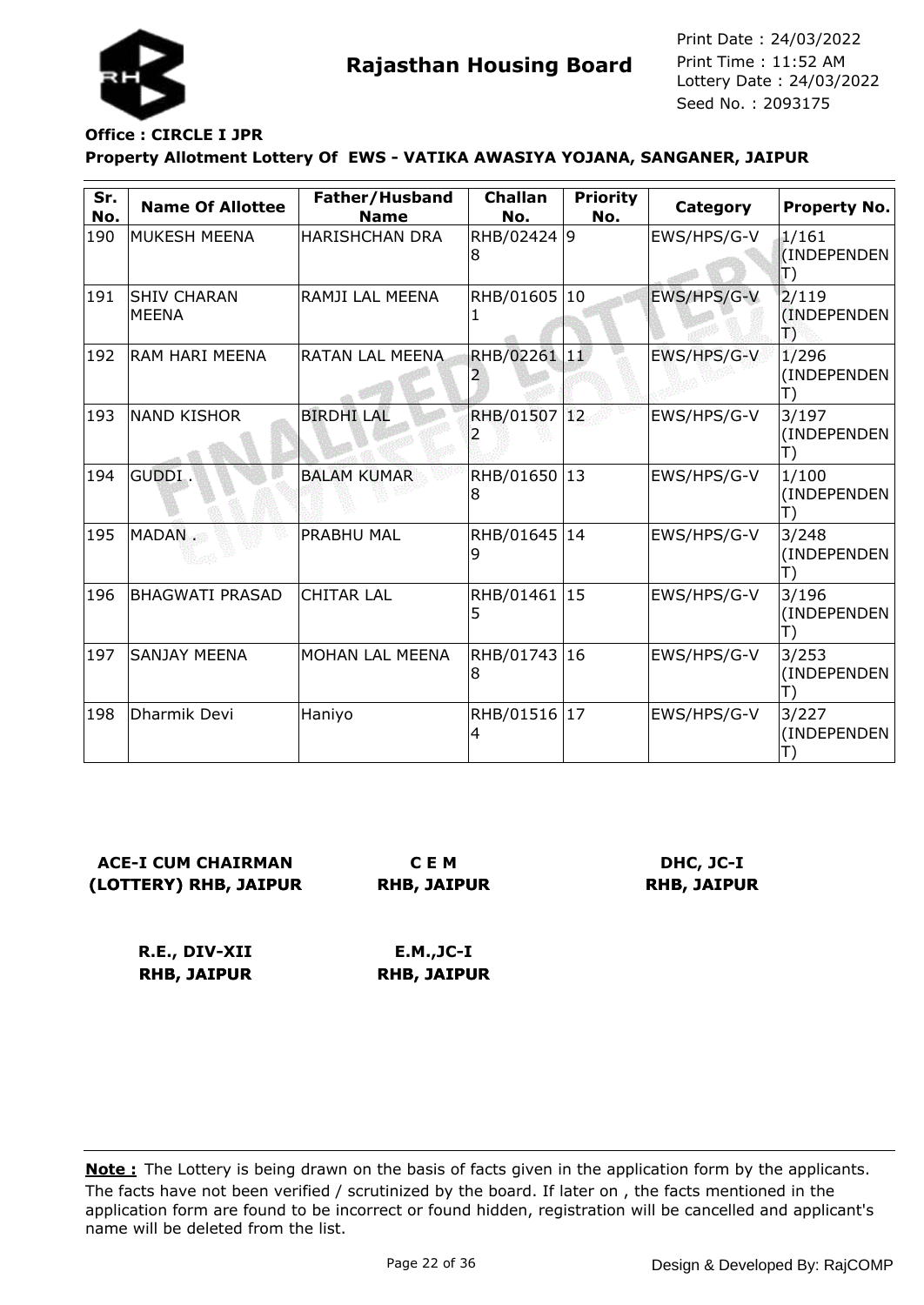# Rajasthan Housing Board

Print Date : 24/03/2022
Print Time : 11:52 AM
Lottery Date : 24/03/2022
Seed No. : 2093175

**Office : CIRCLE I JPR**

**Property Allotment Lottery Of EWS - VATIKA AWASIYA YOJANA, SANGANER, JAIPUR**

| Sr. No. | Name Of Allottee | Father/Husband Name | Challan No. | Priority No. | Category | Property No. |
|---|---|---|---|---|---|---|
| 190 | MUKESH MEENA | HARISHCHAN DRA | RHB/024248 | 9 | EWS/HPS/G-V | 1/161 (INDEPENDENT) |
| 191 | SHIV CHARAN MEENA | RAMJI LAL MEENA | RHB/016051 | 10 | EWS/HPS/G-V | 2/119 (INDEPENDENT) |
| 192 | RAM HARI MEENA | RATAN LAL MEENA | RHB/022612 | 11 | EWS/HPS/G-V | 1/296 (INDEPENDENT) |
| 193 | NAND KISHOR | BIRDHI LAL | RHB/015072 | 12 | EWS/HPS/G-V | 3/197 (INDEPENDENT) |
| 194 | GUDDI . | BALAM KUMAR | RHB/016508 | 13 | EWS/HPS/G-V | 1/100 (INDEPENDENT) |
| 195 | MADAN . | PRABHU MAL | RHB/016459 | 14 | EWS/HPS/G-V | 3/248 (INDEPENDENT) |
| 196 | BHAGWATI PRASAD | CHITAR LAL | RHB/014615 | 15 | EWS/HPS/G-V | 3/196 (INDEPENDENT) |
| 197 | SANJAY MEENA | MOHAN LAL MEENA | RHB/017438 | 16 | EWS/HPS/G-V | 3/253 (INDEPENDENT) |
| 198 | Dharmik Devi | Haniyo | RHB/015164 | 17 | EWS/HPS/G-V | 3/227 (INDEPENDENT) |

**ACE-I CUM CHAIRMAN (LOTTERY) RHB, JAIPUR**

**C E M RHB, JAIPUR**

**DHC, JC-I RHB, JAIPUR**

**R.E., DIV-XII RHB, JAIPUR**

**E.M.,JC-I RHB, JAIPUR**

**Note :** The Lottery is being drawn on the basis of facts given in the application form by the applicants. The facts have not been verified / scrutinized by the board. If later on , the facts mentioned in the application form are found to be incorrect or found hidden, registration will be cancelled and applicant's name will be deleted from the list.

Design & Developed By: RajCOMP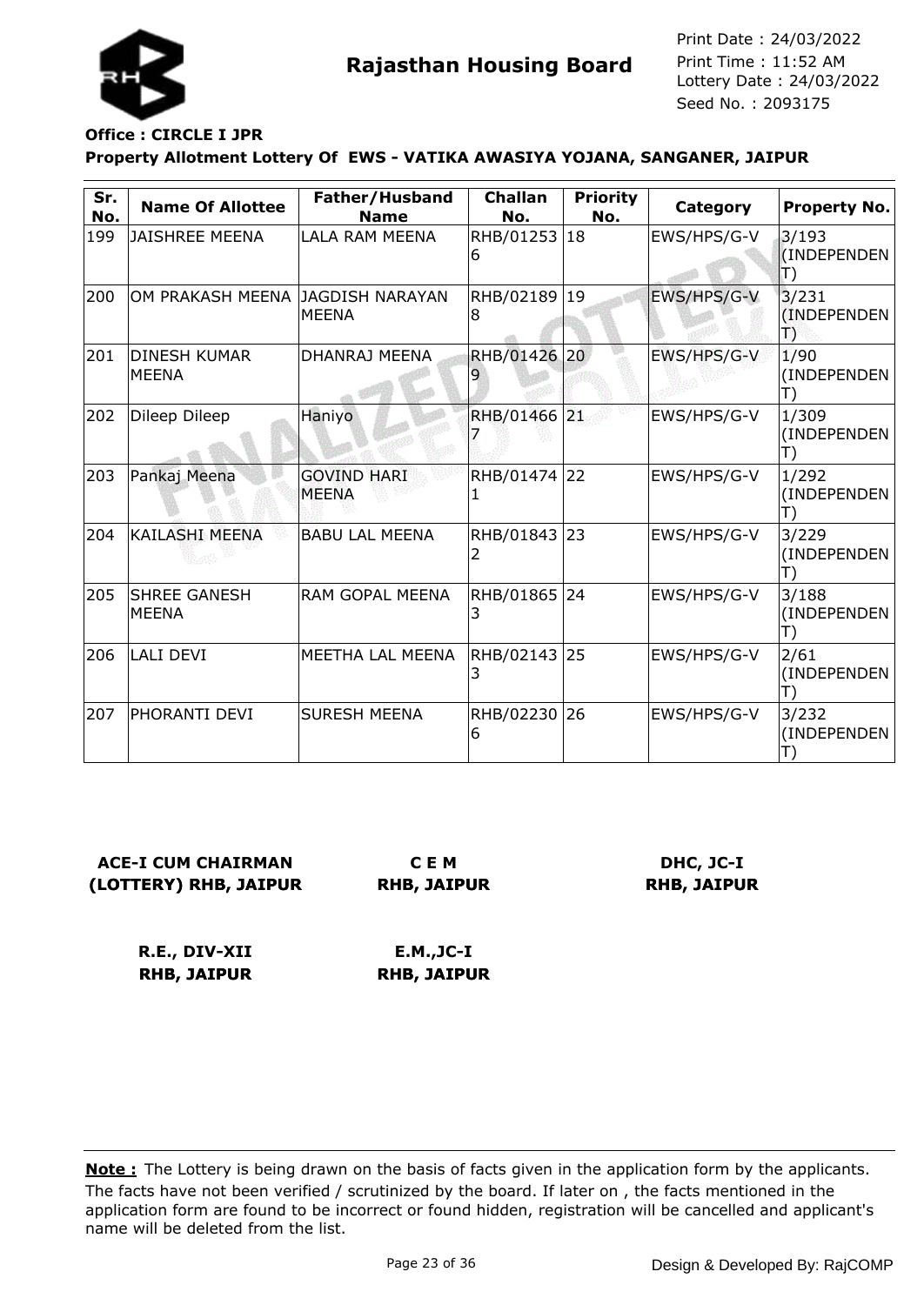**Rajasthan Housing Board**

Print Date : 24/03/2022
Print Time : 11:52 AM
Lottery Date : 24/03/2022
Seed No. : 2093175

**Office : CIRCLE I JPR**

**Property Allotment Lottery Of EWS - VATIKA AWASIYA YOJANA, SANGANER, JAIPUR**

| Sr. No. | Name Of Allottee | Father/Husband Name | Challan No. | Priority No. | Category | Property No. |
|---|---|---|---|---|---|---|
| 199 | JAISHREE MEENA | LALA RAM MEENA | RHB/012536 | 18 | EWS/HPS/G-V | 3/193 (INDEPENDENT) |
| 200 | OM PRAKASH MEENA | JAGDISH NARAYAN MEENA | RHB/021898 | 19 | EWS/HPS/G-V | 3/231 (INDEPENDENT) |
| 201 | DINESH KUMAR MEENA | DHANRAJ MEENA | RHB/014269 | 20 | EWS/HPS/G-V | 1/90 (INDEPENDENT) |
| 202 | Dileep Dileep | Haniyo | RHB/014667 | 21 | EWS/HPS/G-V | 1/309 (INDEPENDENT) |
| 203 | Pankaj Meena | GOVIND HARI MEENA | RHB/014741 | 22 | EWS/HPS/G-V | 1/292 (INDEPENDENT) |
| 204 | KAILASHI MEENA | BABU LAL MEENA | RHB/018432 | 23 | EWS/HPS/G-V | 3/229 (INDEPENDENT) |
| 205 | SHREE GANESH MEENA | RAM GOPAL MEENA | RHB/018653 | 24 | EWS/HPS/G-V | 3/188 (INDEPENDENT) |
| 206 | LALI DEVI | MEETHA LAL MEENA | RHB/021433 | 25 | EWS/HPS/G-V | 2/61 (INDEPENDENT) |
| 207 | PHORANTI DEVI | SURESH MEENA | RHB/022306 | 26 | EWS/HPS/G-V | 3/232 (INDEPENDENT) |

**ACE-I CUM CHAIRMAN (LOTTERY) RHB, JAIPUR**

**C E M RHB, JAIPUR**

**DHC, JC-I RHB, JAIPUR**

**R.E., DIV-XII RHB, JAIPUR**

**E.M.,JC-I RHB, JAIPUR**

**Note :** The Lottery is being drawn on the basis of facts given in the application form by the applicants. The facts have not been verified / scrutinized by the board. If later on , the facts mentioned in the application form are found to be incorrect or found hidden, registration will be cancelled and applicant's name will be deleted from the list.

Design & Developed By: RajCOMP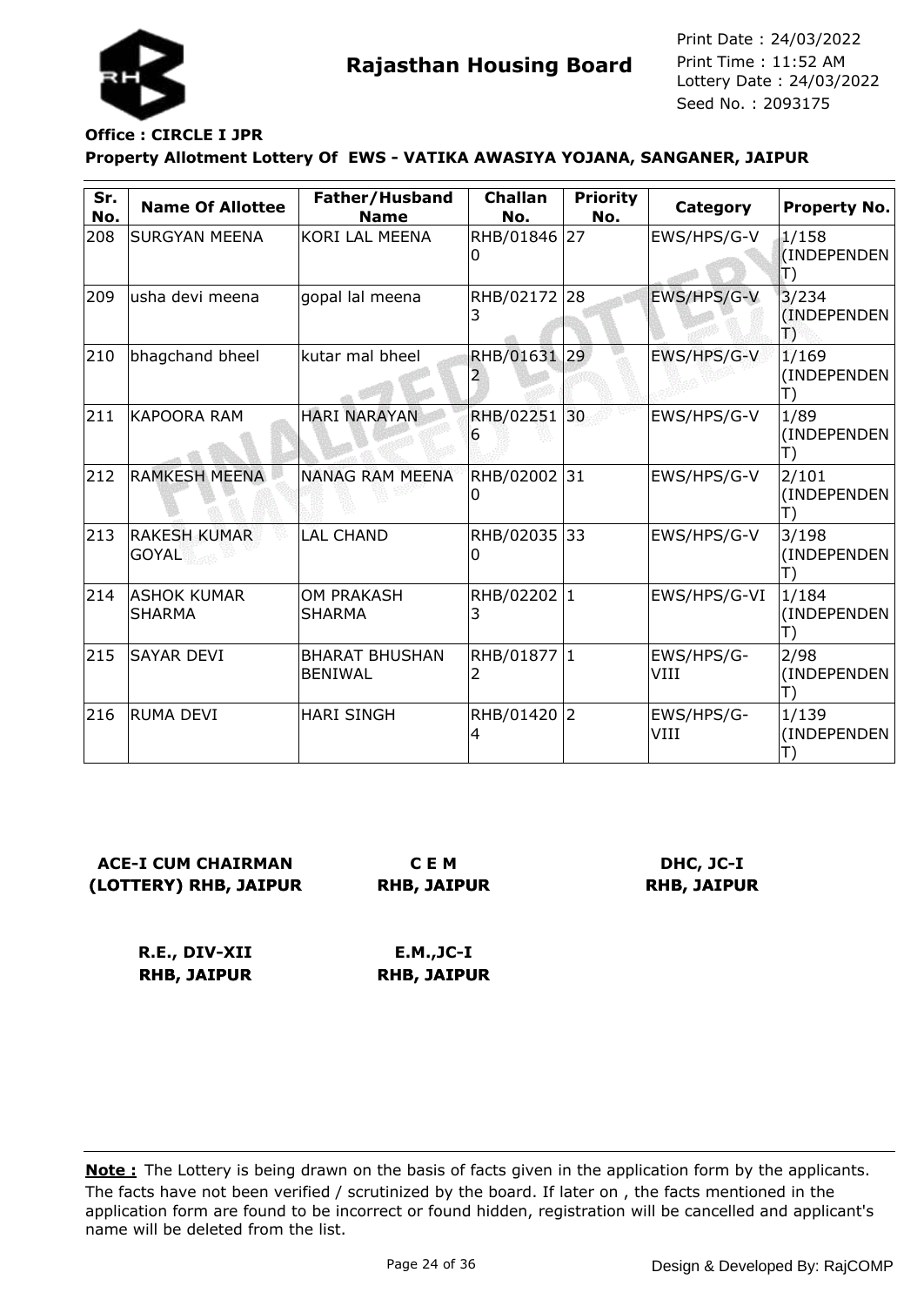**Rajasthan Housing Board**

Print Date : 24/03/2022
Print Time : 11:52 AM
Lottery Date : 24/03/2022
Seed No. : 2093175

**Office : CIRCLE I JPR**

**Property Allotment Lottery Of EWS - VATIKA AWASIYA YOJANA, SANGANER, JAIPUR**

| Sr. No. | Name Of Allottee | Father/Husband Name | Challan No. | Priority No. | Category | Property No. |
|---|---|---|---|---|---|---|
| 208 | SURGYAN MEENA | KORI LAL MEENA | RHB/018460 | 27 | EWS/HPS/G-V | 1/158 (INDEPENDENT) |
| 209 | usha devi meena | gopal lal meena | RHB/021723 | 28 | EWS/HPS/G-V | 3/234 (INDEPENDENT) |
| 210 | bhagchand bheel | kutar mal bheel | RHB/016312 | 29 | EWS/HPS/G-V | 1/169 (INDEPENDENT) |
| 211 | KAPOORA RAM | HARI NARAYAN | RHB/022516 | 30 | EWS/HPS/G-V | 1/89 (INDEPENDENT) |
| 212 | RAMKESH MEENA | NANAG RAM MEENA | RHB/020020 | 31 | EWS/HPS/G-V | 2/101 (INDEPENDENT) |
| 213 | RAKESH KUMAR GOYAL | LAL CHAND | RHB/020350 | 33 | EWS/HPS/G-V | 3/198 (INDEPENDENT) |
| 214 | ASHOK KUMAR SHARMA | OM PRAKASH SHARMA | RHB/022023 | 1 | EWS/HPS/G-VI | 1/184 (INDEPENDENT) |
| 215 | SAYAR DEVI | BHARAT BHUSHAN BENIWAL | RHB/018772 | 1 | EWS/HPS/G-VIII | 2/98 (INDEPENDENT) |
| 216 | RUMA DEVI | HARI SINGH | RHB/014204 | 2 | EWS/HPS/G-VIII | 1/139 (INDEPENDENT) |

**ACE-I CUM CHAIRMAN (LOTTERY) RHB, JAIPUR**

**C E M RHB, JAIPUR**

**DHC, JC-I RHB, JAIPUR**

**R.E., DIV-XII RHB, JAIPUR**

**E.M.,JC-I RHB, JAIPUR**

**Note :** The Lottery is being drawn on the basis of facts given in the application form by the applicants. The facts have not been verified / scrutinized by the board. If later on , the facts mentioned in the application form are found to be incorrect or found hidden, registration will be cancelled and applicant's name will be deleted from the list.

Design & Developed By: RajCOMP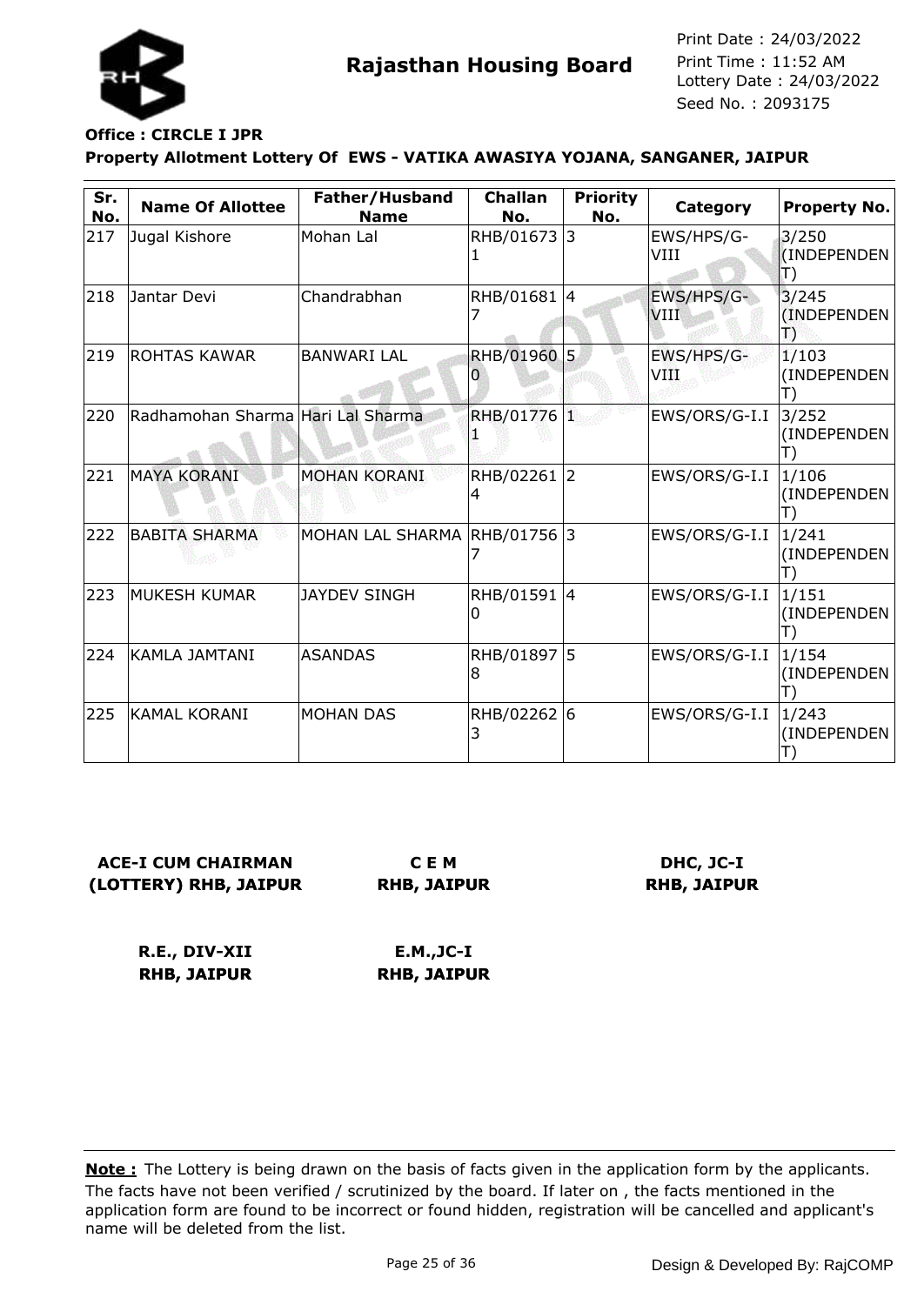# Rajasthan Housing Board

Print Date : 24/03/2022
Print Time : 11:52 AM
Lottery Date : 24/03/2022
Seed No. : 2093175

**Office : CIRCLE I JPR**

**Property Allotment Lottery Of EWS - VATIKA AWASIYA YOJANA, SANGANER, JAIPUR**

| Sr. No. | Name Of Allottee | Father/Husband Name | Challan No. | Priority No. | Category | Property No. |
|---|---|---|---|---|---|---|
| 217 | Jugal Kishore | Mohan Lal | RHB/016731 | 3 | EWS/HPS/G-VIII | 3/250 (INDEPENDENT) |
| 218 | Jantar Devi | Chandrabhan | RHB/016817 | 4 | EWS/HPS/G-VIII | 3/245 (INDEPENDENT) |
| 219 | ROHTAS KAWAR | BANWARI LAL | RHB/019600 | 5 | EWS/HPS/G-VIII | 1/103 (INDEPENDENT) |
| 220 | Radhamohan Sharma | Hari Lal Sharma | RHB/017761 | 1 | EWS/ORS/G-I.I | 3/252 (INDEPENDENT) |
| 221 | MAYA KORANI | MOHAN KORANI | RHB/022614 | 2 | EWS/ORS/G-I.I | 1/106 (INDEPENDENT) |
| 222 | BABITA SHARMA | MOHAN LAL SHARMA | RHB/017567 | 3 | EWS/ORS/G-I.I | 1/241 (INDEPENDENT) |
| 223 | MUKESH KUMAR | JAYDEV SINGH | RHB/015910 | 4 | EWS/ORS/G-I.I | 1/151 (INDEPENDENT) |
| 224 | KAMLA JAMTANI | ASANDAS | RHB/018978 | 5 | EWS/ORS/G-I.I | 1/154 (INDEPENDENT) |
| 225 | KAMAL KORANI | MOHAN DAS | RHB/022623 | 6 | EWS/ORS/G-I.I | 1/243 (INDEPENDENT) |

**ACE-I CUM CHAIRMAN (LOTTERY) RHB, JAIPUR**

**C E M RHB, JAIPUR**

**DHC, JC-I RHB, JAIPUR**

**R.E., DIV-XII RHB, JAIPUR**

**E.M.,JC-I RHB, JAIPUR**

**Note :** The Lottery is being drawn on the basis of facts given in the application form by the applicants. The facts have not been verified / scrutinized by the board. If later on , the facts mentioned in the application form are found to be incorrect or found hidden, registration will be cancelled and applicant's name will be deleted from the list.

Design & Developed By: RajCOMP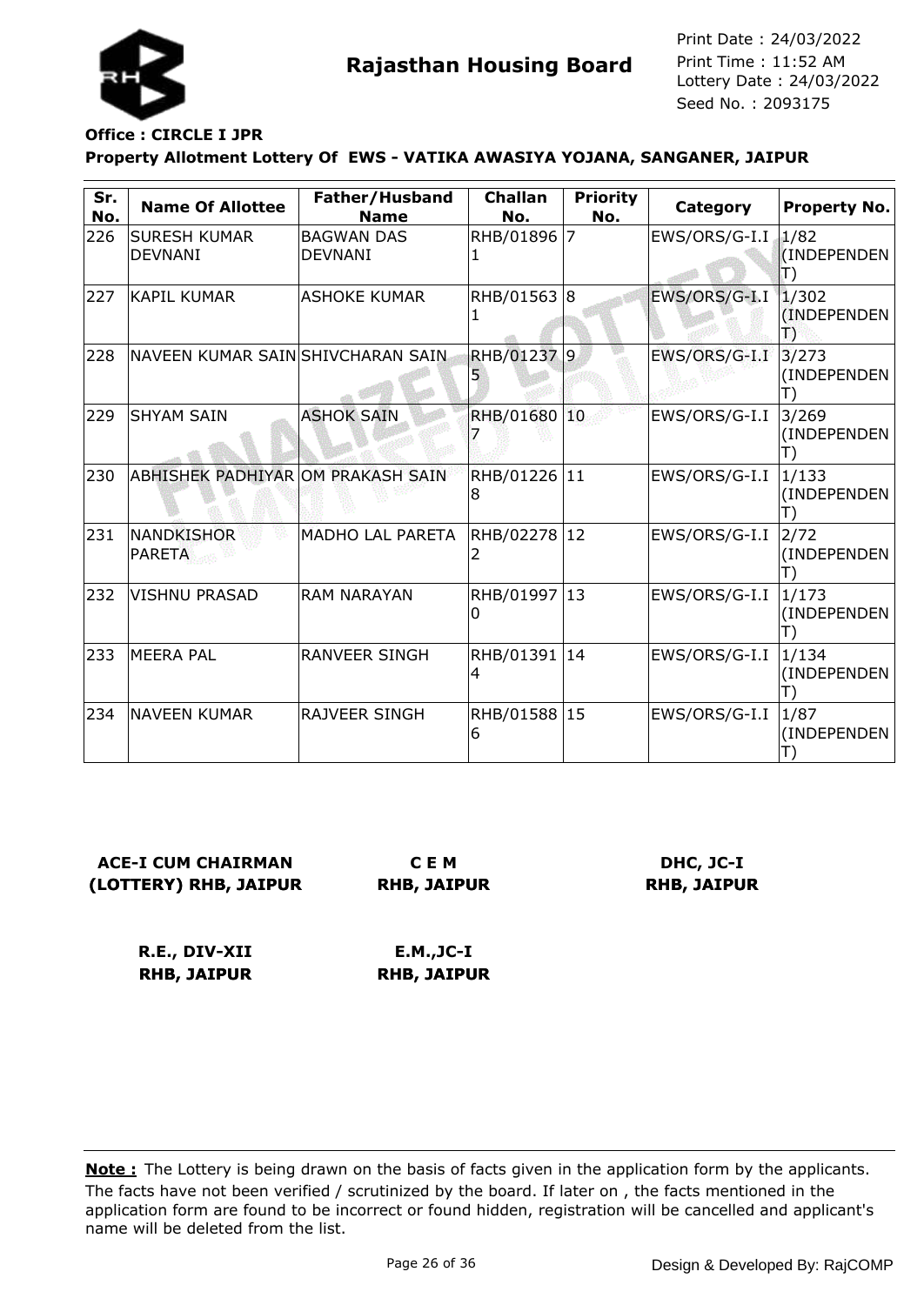Rajasthan Housing Board

Print Date : 24/03/2022
Print Time : 11:52 AM
Lottery Date : 24/03/2022
Seed No. : 2093175

**Office : CIRCLE I JPR**

**Property Allotment Lottery Of EWS - VATIKA AWASIYA YOJANA, SANGANER, JAIPUR**

| Sr. No. | Name Of Allottee | Father/Husband Name | Challan No. | Priority No. | Category | Property No. |
|---|---|---|---|---|---|---|
| 226 | SURESH KUMAR DEVNANI | BAGWAN DAS DEVNANI | RHB/018961 | 7 | EWS/ORS/G-I.I | 1/82 (INDEPENDENT) |
| 227 | KAPIL KUMAR | ASHOKE KUMAR | RHB/015631 | 8 | EWS/ORS/G-I.I | 1/302 (INDEPENDENT) |
| 228 | NAVEEN KUMAR SAIN | SHIVCHARAN SAIN | RHB/012375 | 9 | EWS/ORS/G-I.I | 3/273 (INDEPENDENT) |
| 229 | SHYAM SAIN | ASHOK SAIN | RHB/016807 | 10 | EWS/ORS/G-I.I | 3/269 (INDEPENDENT) |
| 230 | ABHISHEK PADHIYAR | OM PRAKASH SAIN | RHB/012268 | 11 | EWS/ORS/G-I.I | 1/133 (INDEPENDENT) |
| 231 | NANDKISHOR PARETA | MADHO LAL PARETA | RHB/022782 | 12 | EWS/ORS/G-I.I | 2/72 (INDEPENDENT) |
| 232 | VISHNU PRASAD | RAM NARAYAN | RHB/019970 | 13 | EWS/ORS/G-I.I | 1/173 (INDEPENDENT) |
| 233 | MEERA PAL | RANVEER SINGH | RHB/013914 | 14 | EWS/ORS/G-I.I | 1/134 (INDEPENDENT) |
| 234 | NAVEEN KUMAR | RAJVEER SINGH | RHB/015886 | 15 | EWS/ORS/G-I.I | 1/87 (INDEPENDENT) |

**ACE-I CUM CHAIRMAN (LOTTERY) RHB, JAIPUR**

**C E M RHB, JAIPUR**

**DHC, JC-I RHB, JAIPUR**

**R.E., DIV-XII RHB, JAIPUR**

**E.M.,JC-I RHB, JAIPUR**

**Note :** The Lottery is being drawn on the basis of facts given in the application form by the applicants. The facts have not been verified / scrutinized by the board. If later on , the facts mentioned in the application form are found to be incorrect or found hidden, registration will be cancelled and applicant's name will be deleted from the list.

Design & Developed By: RajCOMP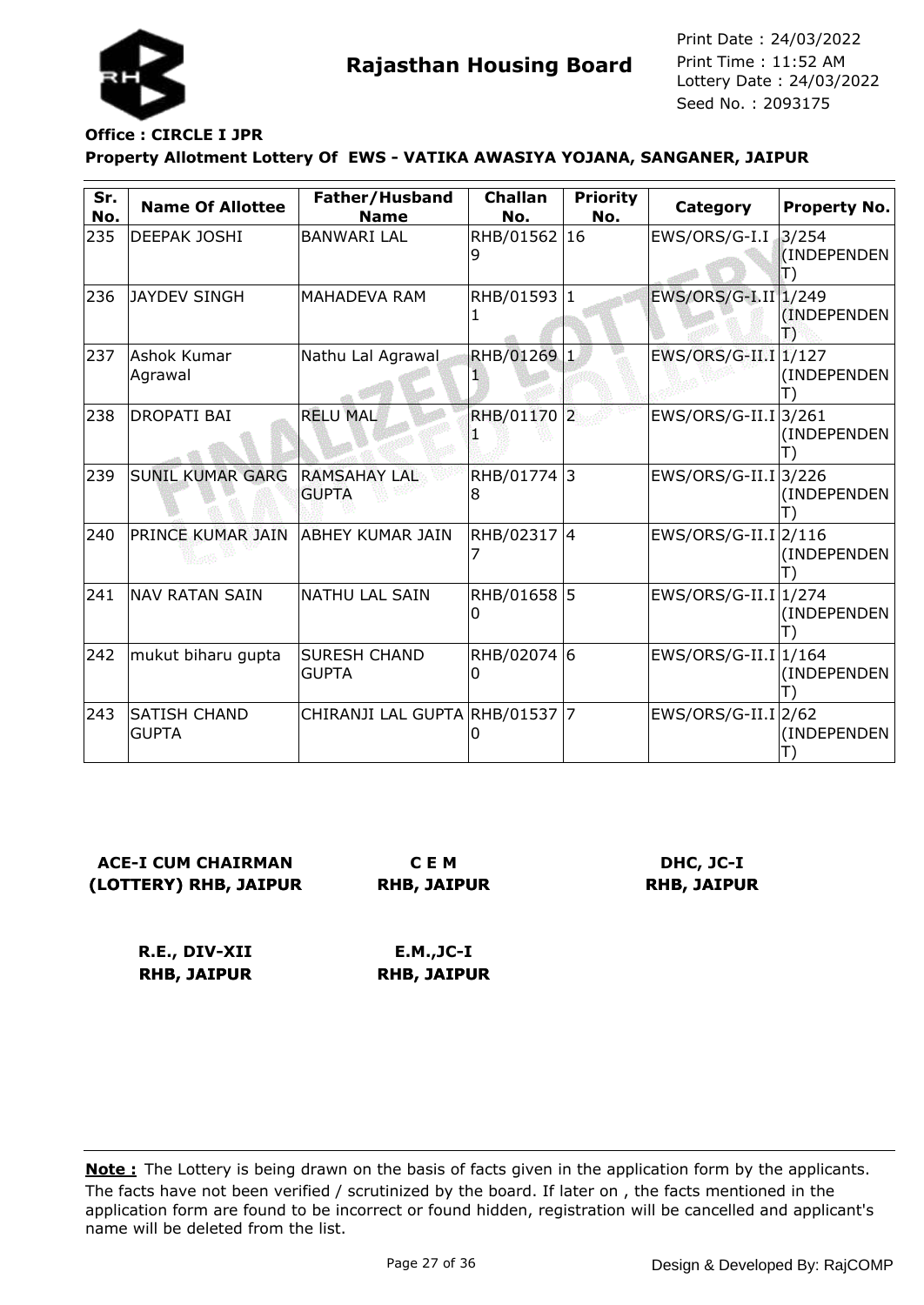**Rajasthan Housing Board**

Print Date : 24/03/2022
Print Time : 11:52 AM
Lottery Date : 24/03/2022
Seed No. : 2093175

**Office : CIRCLE I JPR**

**Property Allotment Lottery Of EWS - VATIKA AWASIYA YOJANA, SANGANER, JAIPUR**

| Sr. No. | Name Of Allottee | Father/Husband Name | Challan No. | Priority No. | Category | Property No. |
|---|---|---|---|---|---|---|
| 235 | DEEPAK JOSHI | BANWARI LAL | RHB/015629 | 16 | EWS/ORS/G-I.I | 3/254 (INDEPENDENT) |
| 236 | JAYDEV SINGH | MAHADEVA RAM | RHB/015931 | 1 | EWS/ORS/G-I.II | 1/249 (INDEPENDENT) |
| 237 | Ashok Kumar Agrawal | Nathu Lal Agrawal | RHB/012691 | 1 | EWS/ORS/G-II.I | 1/127 (INDEPENDENT) |
| 238 | DROPATI BAI | RELU MAL | RHB/011701 | 2 | EWS/ORS/G-II.I | 3/261 (INDEPENDENT) |
| 239 | SUNIL KUMAR GARG | RAMSAHAY LAL GUPTA | RHB/017748 | 3 | EWS/ORS/G-II.I | 3/226 (INDEPENDENT) |
| 240 | PRINCE KUMAR JAIN | ABHEY KUMAR JAIN | RHB/023177 | 4 | EWS/ORS/G-II.I | 2/116 (INDEPENDENT) |
| 241 | NAV RATAN SAIN | NATHU LAL SAIN | RHB/016580 | 5 | EWS/ORS/G-II.I | 1/274 (INDEPENDENT) |
| 242 | mukut biharu gupta | SURESH CHAND GUPTA | RHB/020740 | 6 | EWS/ORS/G-II.I | 1/164 (INDEPENDENT) |
| 243 | SATISH CHAND GUPTA | CHIRANJI LAL GUPTA | RHB/015370 | 7 | EWS/ORS/G-II.I | 2/62 (INDEPENDENT) |

**ACE-I CUM CHAIRMAN (LOTTERY) RHB, JAIPUR**

**C E M RHB, JAIPUR**

**DHC, JC-I RHB, JAIPUR**

**R.E., DIV-XII RHB, JAIPUR**

**E.M.,JC-I RHB, JAIPUR**

**Note :** The Lottery is being drawn on the basis of facts given in the application form by the applicants. The facts have not been verified / scrutinized by the board. If later on , the facts mentioned in the application form are found to be incorrect or found hidden, registration will be cancelled and applicant's name will be deleted from the list.

Design & Developed By: RajCOMP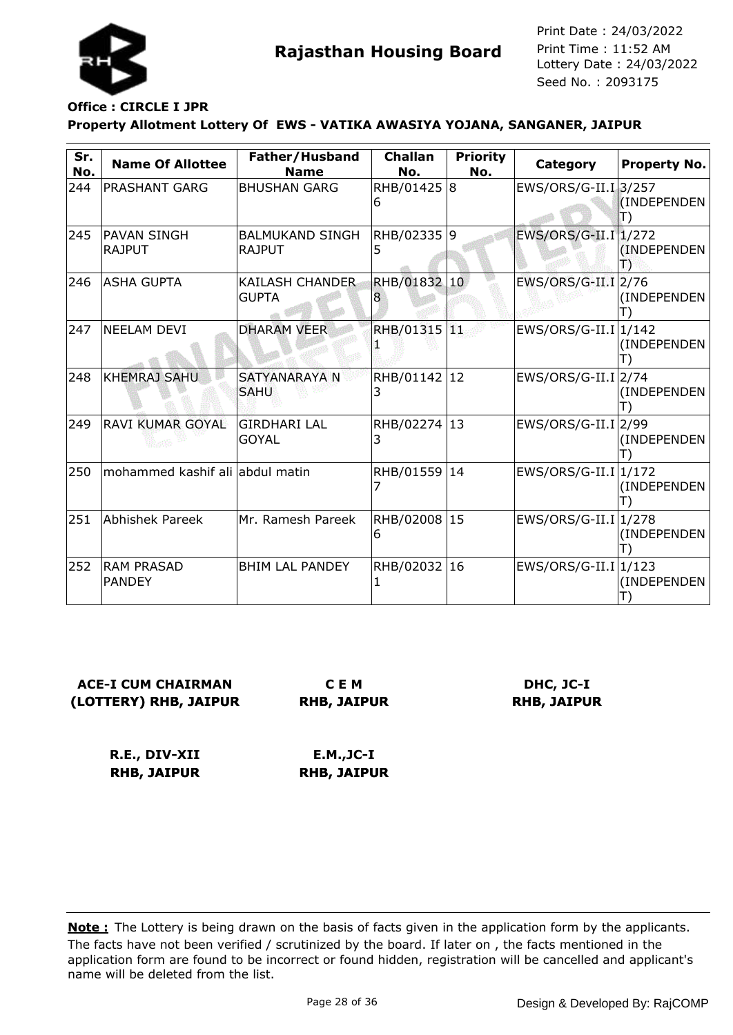Rajasthan Housing Board

Print Date : 24/03/2022
Print Time : 11:52 AM
Lottery Date : 24/03/2022
Seed No. : 2093175

**Office : CIRCLE I JPR**

**Property Allotment Lottery Of EWS - VATIKA AWASIYA YOJANA, SANGANER, JAIPUR**

| Sr. No. | Name Of Allottee | Father/Husband Name | Challan No. | Priority No. | Category | Property No. |
|---|---|---|---|---|---|---|
| 244 | PRASHANT GARG | BHUSHAN GARG | RHB/014256 | 8 | EWS/ORS/G-II.I | 3/257 (INDEPENDENT) |
| 245 | PAVAN SINGH RAJPUT | BALMUKAND SINGH RAJPUT | RHB/023355 | 9 | EWS/ORS/G-II.I | 1/272 (INDEPENDENT) |
| 246 | ASHA GUPTA | KAILASH CHANDER GUPTA | RHB/018328 | 10 | EWS/ORS/G-II.I | 2/76 (INDEPENDENT) |
| 247 | NEELAM DEVI | DHARAM VEER | RHB/013151 | 11 | EWS/ORS/G-II.I | 1/142 (INDEPENDENT) |
| 248 | KHEMRAJ SAHU | SATYANARAYA N SAHU | RHB/011423 | 12 | EWS/ORS/G-II.I | 2/74 (INDEPENDENT) |
| 249 | RAVI KUMAR GOYAL | GIRDHARI LAL GOYAL | RHB/022743 | 13 | EWS/ORS/G-II.I | 2/99 (INDEPENDENT) |
| 250 | mohammed kashif ali | abdul matin | RHB/015597 | 14 | EWS/ORS/G-II.I | 1/172 (INDEPENDENT) |
| 251 | Abhishek Pareek | Mr. Ramesh Pareek | RHB/020086 | 15 | EWS/ORS/G-II.I | 1/278 (INDEPENDENT) |
| 252 | RAM PRASAD PANDEY | BHIM LAL PANDEY | RHB/020321 | 16 | EWS/ORS/G-II.I | 1/123 (INDEPENDENT) |

**ACE-I CUM CHAIRMAN (LOTTERY) RHB, JAIPUR**

**C E M RHB, JAIPUR**

**DHC, JC-I RHB, JAIPUR**

**R.E., DIV-XII RHB, JAIPUR**

**E.M.,JC-I RHB, JAIPUR**

**Note :** The Lottery is being drawn on the basis of facts given in the application form by the applicants. The facts have not been verified / scrutinized by the board. If later on , the facts mentioned in the application form are found to be incorrect or found hidden, registration will be cancelled and applicant's name will be deleted from the list.

Design & Developed By: RajCOMP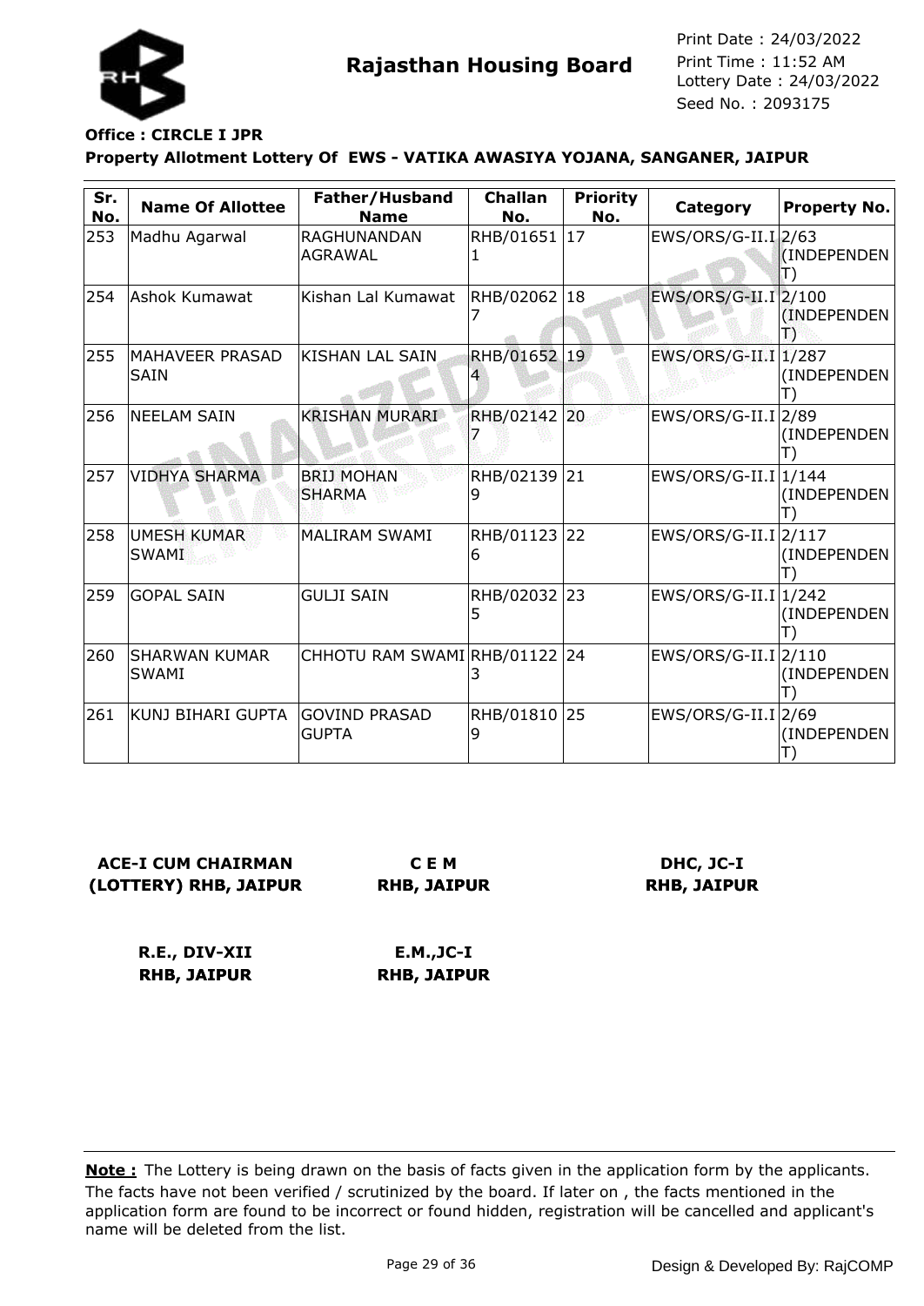# Rajasthan Housing Board

Print Date : 24/03/2022
Print Time : 11:52 AM
Lottery Date : 24/03/2022
Seed No. : 2093175

**Office : CIRCLE I JPR**

**Property Allotment Lottery Of EWS - VATIKA AWASIYA YOJANA, SANGANER, JAIPUR**

| Sr. No. | Name Of Allottee | Father/Husband Name | Challan No. | Priority No. | Category | Property No. |
|---|---|---|---|---|---|---|
| 253 | Madhu Agarwal | RAGHUNANDAN AGRAWAL | RHB/016511 | 17 | EWS/ORS/G-II.I | 2/63 (INDEPENDENT) |
| 254 | Ashok Kumawat | Kishan Lal Kumawat | RHB/020627 | 18 | EWS/ORS/G-II.I | 2/100 (INDEPENDENT) |
| 255 | MAHAVEER PRASAD SAIN | KISHAN LAL SAIN | RHB/016524 | 19 | EWS/ORS/G-II.I | 1/287 (INDEPENDENT) |
| 256 | NEELAM SAIN | KRISHAN MURARI | RHB/021427 | 20 | EWS/ORS/G-II.I | 2/89 (INDEPENDENT) |
| 257 | VIDHYA SHARMA | BRIJ MOHAN SHARMA | RHB/021399 | 21 | EWS/ORS/G-II.I | 1/144 (INDEPENDENT) |
| 258 | UMESH KUMAR SWAMI | MALIRAM SWAMI | RHB/011236 | 22 | EWS/ORS/G-II.I | 2/117 (INDEPENDENT) |
| 259 | GOPAL SAIN | GULJI SAIN | RHB/020325 | 23 | EWS/ORS/G-II.I | 1/242 (INDEPENDENT) |
| 260 | SHARWAN KUMAR SWAMI | CHHOTU RAM SWAMI | RHB/011223 | 24 | EWS/ORS/G-II.I | 2/110 (INDEPENDENT) |
| 261 | KUNJ BIHARI GUPTA | GOVIND PRASAD GUPTA | RHB/018109 | 25 | EWS/ORS/G-II.I | 2/69 (INDEPENDENT) |

**ACE-I CUM CHAIRMAN (LOTTERY) RHB, JAIPUR**

**C E M RHB, JAIPUR**

**DHC, JC-I RHB, JAIPUR**

**R.E., DIV-XII RHB, JAIPUR**

**E.M.,JC-I RHB, JAIPUR**

**Note :** The Lottery is being drawn on the basis of facts given in the application form by the applicants. The facts have not been verified / scrutinized by the board. If later on , the facts mentioned in the application form are found to be incorrect or found hidden, registration will be cancelled and applicant's name will be deleted from the list.

Design & Developed By: RajCOMP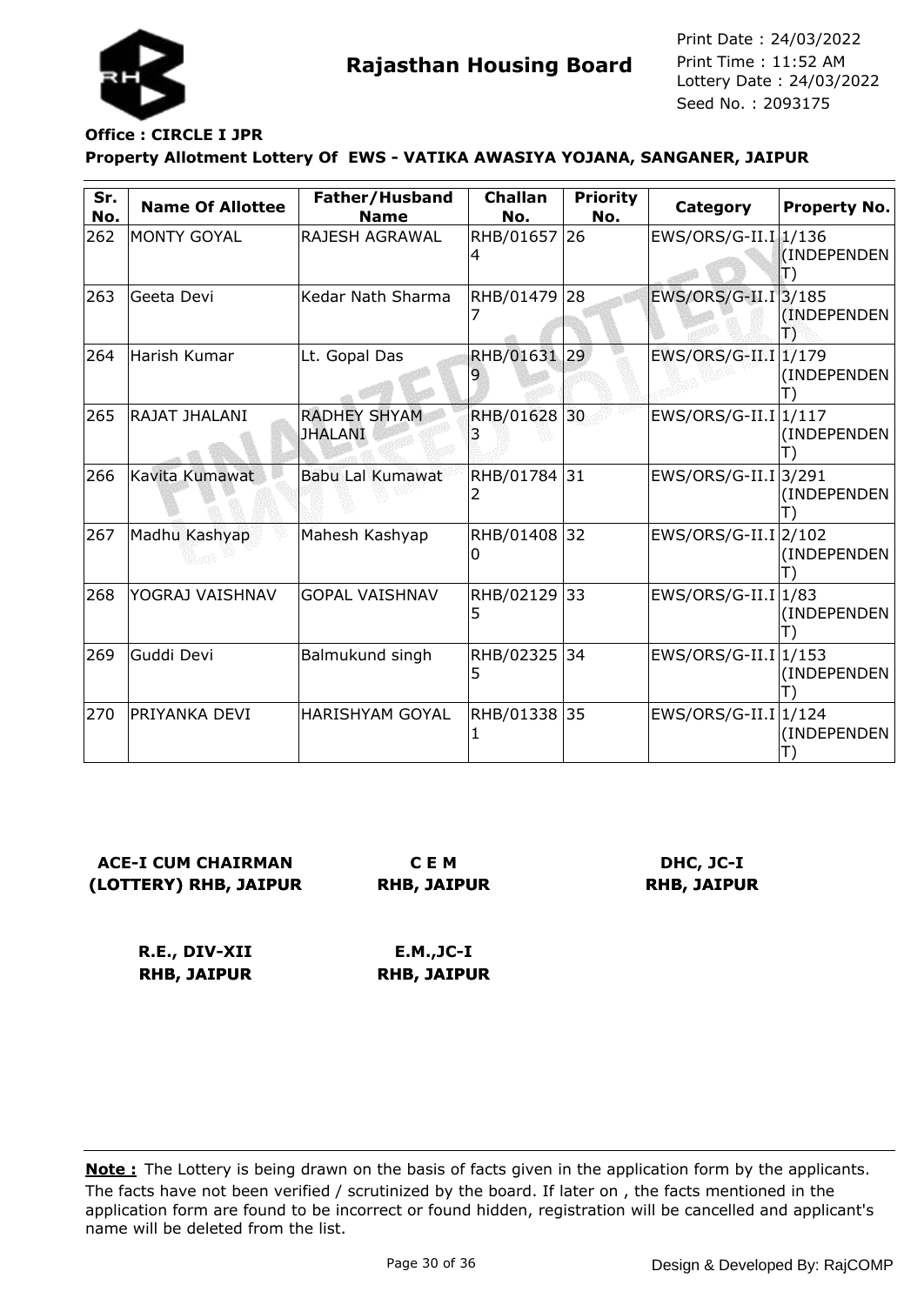# Rajasthan Housing Board

Print Date : 24/03/2022
Print Time : 11:52 AM
Lottery Date : 24/03/2022
Seed No. : 2093175

**Office : CIRCLE I JPR**

**Property Allotment Lottery Of EWS - VATIKA AWASIYA YOJANA, SANGANER, JAIPUR**

| Sr. No. | Name Of Allottee | Father/Husband Name | Challan No. | Priority No. | Category | Property No. |
|---|---|---|---|---|---|---|
| 262 | MONTY GOYAL | RAJESH AGRAWAL | RHB/016574 | 26 | EWS/ORS/G-II.I | 1/136 (INDEPENDENT) |
| 263 | Geeta Devi | Kedar Nath Sharma | RHB/014797 | 28 | EWS/ORS/G-II.I | 3/185 (INDEPENDENT) |
| 264 | Harish Kumar | Lt. Gopal Das | RHB/016319 | 29 | EWS/ORS/G-II.I | 1/179 (INDEPENDENT) |
| 265 | RAJAT JHALANI | RADHEY SHYAM JHALANI | RHB/016283 | 30 | EWS/ORS/G-II.I | 1/117 (INDEPENDENT) |
| 266 | Kavita Kumawat | Babu Lal Kumawat | RHB/017842 | 31 | EWS/ORS/G-II.I | 3/291 (INDEPENDENT) |
| 267 | Madhu Kashyap | Mahesh Kashyap | RHB/014080 | 32 | EWS/ORS/G-II.I | 2/102 (INDEPENDENT) |
| 268 | YOGRAJ VAISHNAV | GOPAL VAISHNAV | RHB/021295 | 33 | EWS/ORS/G-II.I | 1/83 (INDEPENDENT) |
| 269 | Guddi Devi | Balmukund singh | RHB/023255 | 34 | EWS/ORS/G-II.I | 1/153 (INDEPENDENT) |
| 270 | PRIYANKA DEVI | HARISHYAM GOYAL | RHB/013381 | 35 | EWS/ORS/G-II.I | 1/124 (INDEPENDENT) |

**ACE-I CUM CHAIRMAN (LOTTERY) RHB, JAIPUR**

**C E M RHB, JAIPUR**

**DHC, JC-I RHB, JAIPUR**

**R.E., DIV-XII RHB, JAIPUR**

**E.M.,JC-I RHB, JAIPUR**

**Note :** The Lottery is being drawn on the basis of facts given in the application form by the applicants. The facts have not been verified / scrutinized by the board. If later on , the facts mentioned in the application form are found to be incorrect or found hidden, registration will be cancelled and applicant's name will be deleted from the list.

Design & Developed By: RajCOMP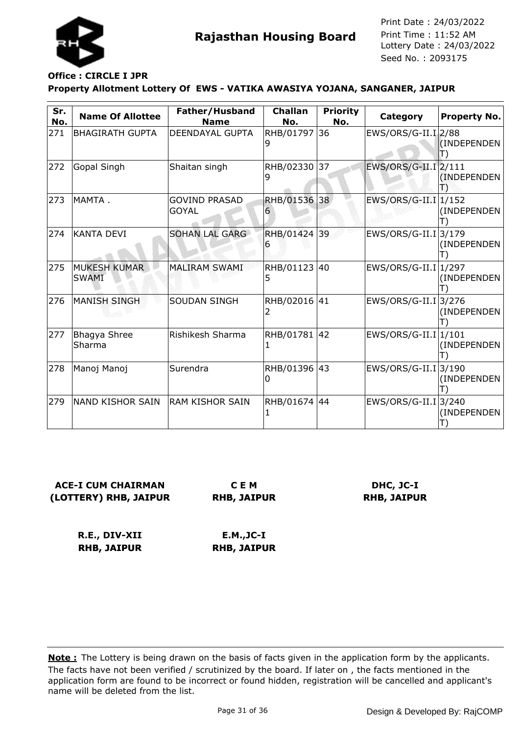**Rajasthan Housing Board**

Print Date : 24/03/2022
Print Time : 11:52 AM
Lottery Date : 24/03/2022
Seed No. : 2093175

**Office : CIRCLE I JPR**

**Property Allotment Lottery Of EWS - VATIKA AWASIYA YOJANA, SANGANER, JAIPUR**

| Sr. No. | Name Of Allottee | Father/Husband Name | Challan No. | Priority No. | Category | Property No. |
|---|---|---|---|---|---|---|
| 271 | BHAGIRATH GUPTA | DEENDAYAL GUPTA | RHB/017979 | 36 | EWS/ORS/G-II.I | 2/88 (INDEPENDENT) |
| 272 | Gopal Singh | Shaitan singh | RHB/023309 | 37 | EWS/ORS/G-II.I | 2/111 (INDEPENDENT) |
| 273 | MAMTA . | GOVIND PRASAD GOYAL | RHB/015366 | 38 | EWS/ORS/G-II.I | 1/152 (INDEPENDENT) |
| 274 | KANTA DEVI | SOHAN LAL GARG | RHB/014246 | 39 | EWS/ORS/G-II.I | 3/179 (INDEPENDENT) |
| 275 | MUKESH KUMAR SWAMI | MALIRAM SWAMI | RHB/011235 | 40 | EWS/ORS/G-II.I | 1/297 (INDEPENDENT) |
| 276 | MANISH SINGH | SOUDAN SINGH | RHB/020162 | 41 | EWS/ORS/G-II.I | 3/276 (INDEPENDENT) |
| 277 | Bhagya Shree Sharma | Rishikesh Sharma | RHB/017811 | 42 | EWS/ORS/G-II.I | 1/101 (INDEPENDENT) |
| 278 | Manoj Manoj | Surendra | RHB/013960 | 43 | EWS/ORS/G-II.I | 3/190 (INDEPENDENT) |
| 279 | NAND KISHOR SAIN | RAM KISHOR SAIN | RHB/016741 | 44 | EWS/ORS/G-II.I | 3/240 (INDEPENDENT) |

**ACE-I CUM CHAIRMAN (LOTTERY) RHB, JAIPUR**

**C E M RHB, JAIPUR**

**DHC, JC-I RHB, JAIPUR**

**R.E., DIV-XII RHB, JAIPUR**

**E.M.,JC-I RHB, JAIPUR**

**Note :** The Lottery is being drawn on the basis of facts given in the application form by the applicants. The facts have not been verified / scrutinized by the board. If later on , the facts mentioned in the application form are found to be incorrect or found hidden, registration will be cancelled and applicant's name will be deleted from the list.

Design & Developed By: RajCOMP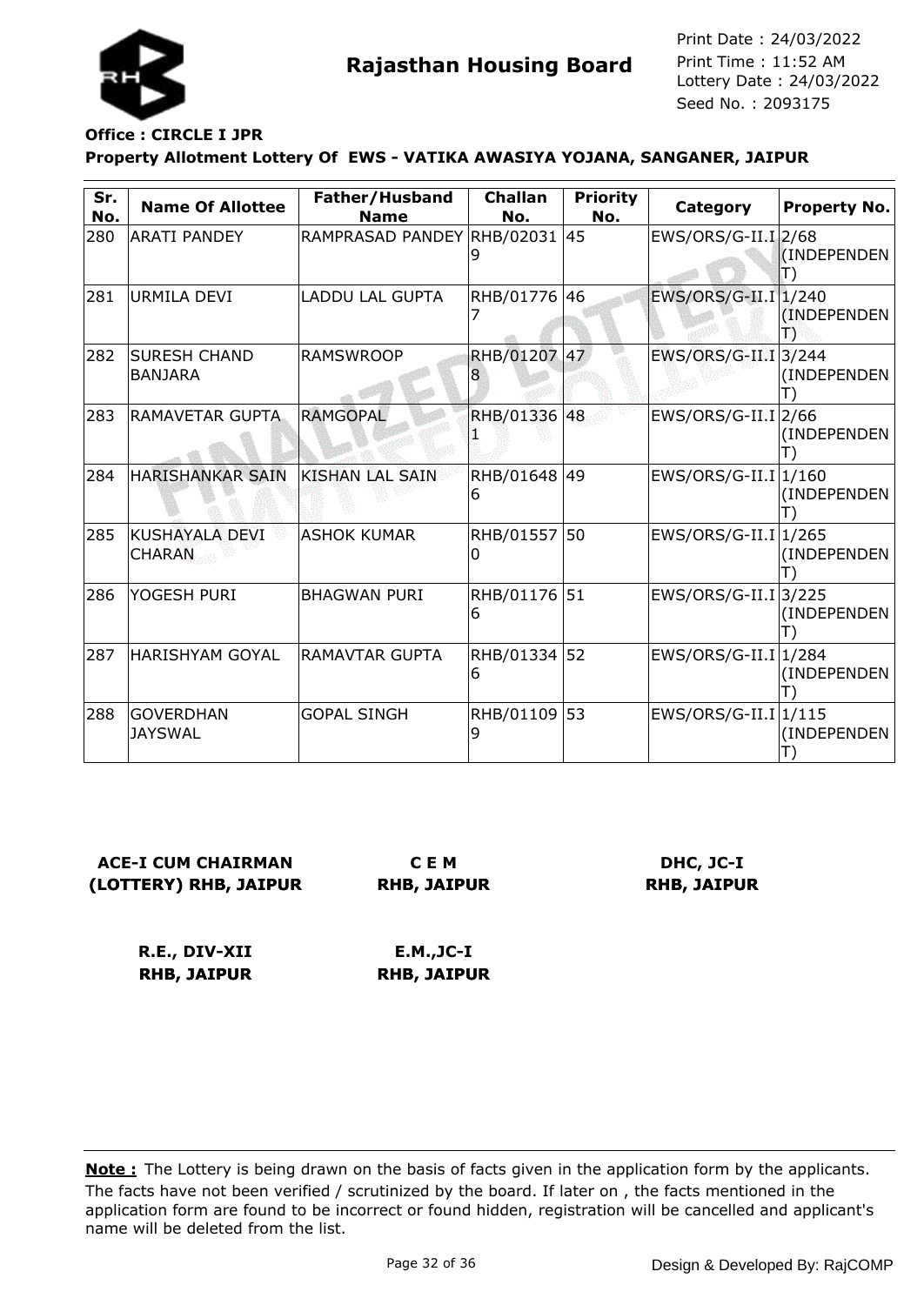**Rajasthan Housing Board**

Print Date : 24/03/2022
Print Time : 11:52 AM
Lottery Date : 24/03/2022
Seed No. : 2093175

**Office : CIRCLE I JPR**

**Property Allotment Lottery Of EWS - VATIKA AWASIYA YOJANA, SANGANER, JAIPUR**

| Sr. No. | Name Of Allottee | Father/Husband Name | Challan No. | Priority No. | Category | Property No. |
|---|---|---|---|---|---|---|
| 280 | ARATI PANDEY | RAMPRASAD PANDEY | RHB/020319 | 45 | EWS/ORS/G-II.I | 2/68 (INDEPENDENT) |
| 281 | URMILA DEVI | LADDU LAL GUPTA | RHB/017767 | 46 | EWS/ORS/G-II.I | 1/240 (INDEPENDENT) |
| 282 | SURESH CHAND BANJARA | RAMSWROOP | RHB/012078 | 47 | EWS/ORS/G-II.I | 3/244 (INDEPENDENT) |
| 283 | RAMAVETAR GUPTA | RAMGOPAL | RHB/013361 | 48 | EWS/ORS/G-II.I | 2/66 (INDEPENDENT) |
| 284 | HARISHANKAR SAIN | KISHAN LAL SAIN | RHB/016486 | 49 | EWS/ORS/G-II.I | 1/160 (INDEPENDENT) |
| 285 | KUSHAYALA DEVI CHARAN | ASHOK KUMAR | RHB/015570 | 50 | EWS/ORS/G-II.I | 1/265 (INDEPENDENT) |
| 286 | YOGESH PURI | BHAGWAN PURI | RHB/011766 | 51 | EWS/ORS/G-II.I | 3/225 (INDEPENDENT) |
| 287 | HARISHYAM GOYAL | RAMAVTAR GUPTA | RHB/013346 | 52 | EWS/ORS/G-II.I | 1/284 (INDEPENDENT) |
| 288 | GOVERDHAN JAYSWAL | GOPAL SINGH | RHB/011099 | 53 | EWS/ORS/G-II.I | 1/115 (INDEPENDENT) |

**ACE-I CUM CHAIRMAN (LOTTERY) RHB, JAIPUR**

**C E M RHB, JAIPUR**

**DHC, JC-I RHB, JAIPUR**

**R.E., DIV-XII RHB, JAIPUR**

**E.M.,JC-I RHB, JAIPUR**

**Note :** The Lottery is being drawn on the basis of facts given in the application form by the applicants. The facts have not been verified / scrutinized by the board. If later on , the facts mentioned in the application form are found to be incorrect or found hidden, registration will be cancelled and applicant's name will be deleted from the list.

Design & Developed By: RajCOMP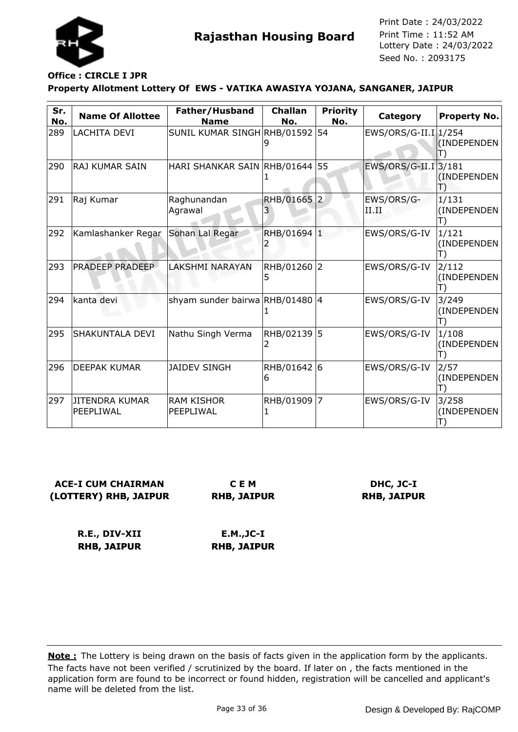**Rajasthan Housing Board**

Print Date : 24/03/2022
Print Time : 11:52 AM
Lottery Date : 24/03/2022
Seed No. : 2093175

**Office : CIRCLE I JPR**

**Property Allotment Lottery Of EWS - VATIKA AWASIYA YOJANA, SANGANER, JAIPUR**

| Sr. No. | Name Of Allottee | Father/Husband Name | Challan No. | Priority No. | Category | Property No. |
|---|---|---|---|---|---|---|
| 289 | LACHITA DEVI | SUNIL KUMAR SINGH | RHB/015929 | 54 | EWS/ORS/G-II.I | 1/254 (INDEPENDENT) |
| 290 | RAJ KUMAR SAIN | HARI SHANKAR SAIN | RHB/016441 | 55 | EWS/ORS/G-II.I | 3/181 (INDEPENDENT) |
| 291 | Raj Kumar | Raghunandan Agrawal | RHB/016653 | 2 | EWS/ORS/G-II.II | 1/131 (INDEPENDENT) |
| 292 | Kamlashanker Regar | Sohan Lal Regar | RHB/016942 | 1 | EWS/ORS/G-IV | 1/121 (INDEPENDENT) |
| 293 | PRADEEP PRADEEP | LAKSHMI NARAYAN | RHB/012605 | 2 | EWS/ORS/G-IV | 2/112 (INDEPENDENT) |
| 294 | kanta devi | shyam sunder bairwa | RHB/014801 | 4 | EWS/ORS/G-IV | 3/249 (INDEPENDENT) |
| 295 | SHAKUNTALA DEVI | Nathu Singh Verma | RHB/021392 | 5 | EWS/ORS/G-IV | 1/108 (INDEPENDENT) |
| 296 | DEEPAK KUMAR | JAIDEV SINGH | RHB/016426 | 6 | EWS/ORS/G-IV | 2/57 (INDEPENDENT) |
| 297 | JITENDRA KUMAR PEEPLIWAL | RAM KISHOR PEEPLIWAL | RHB/019091 | 7 | EWS/ORS/G-IV | 3/258 (INDEPENDENT) |

**ACE-I CUM CHAIRMAN (LOTTERY) RHB, JAIPUR**

**C E M RHB, JAIPUR**

**DHC, JC-I RHB, JAIPUR**

**R.E., DIV-XII RHB, JAIPUR**

**E.M.,JC-I RHB, JAIPUR**

**Note :** The Lottery is being drawn on the basis of facts given in the application form by the applicants. The facts have not been verified / scrutinized by the board. If later on , the facts mentioned in the application form are found to be incorrect or found hidden, registration will be cancelled and applicant's name will be deleted from the list.

Design & Developed By: RajCOMP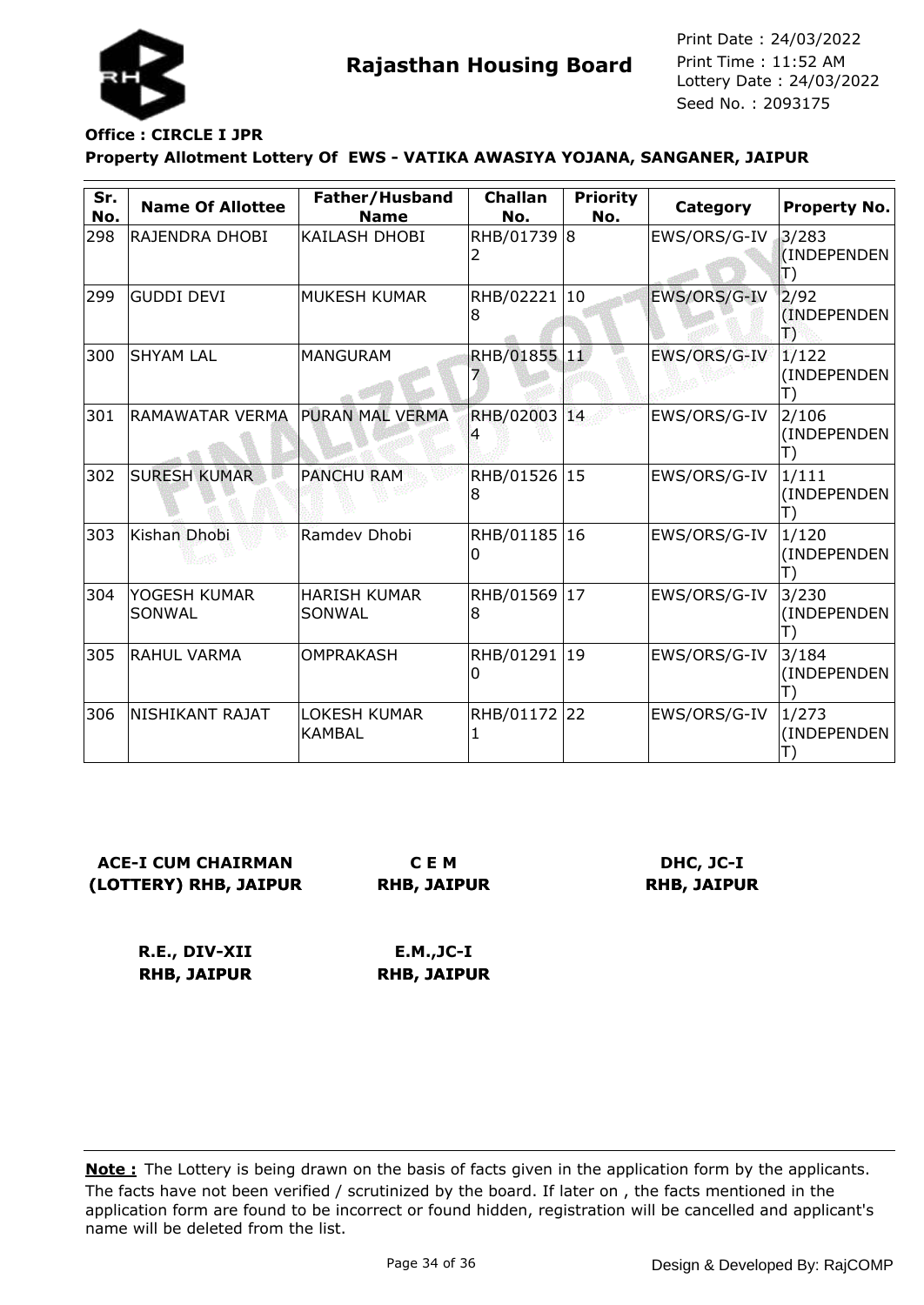Rajasthan Housing Board

Print Date : 24/03/2022
Print Time : 11:52 AM
Lottery Date : 24/03/2022
Seed No. : 2093175

**Office : CIRCLE I JPR**

**Property Allotment Lottery Of EWS - VATIKA AWASIYA YOJANA, SANGANER, JAIPUR**

| Sr. No. | Name Of Allottee | Father/Husband Name | Challan No. | Priority No. | Category | Property No. |
|---|---|---|---|---|---|---|
| 298 | RAJENDRA DHOBI | KAILASH DHOBI | RHB/017392 | 8 | EWS/ORS/G-IV | 3/283 (INDEPENDENT) |
| 299 | GUDDI DEVI | MUKESH KUMAR | RHB/022218 | 10 | EWS/ORS/G-IV | 2/92 (INDEPENDENT) |
| 300 | SHYAM LAL | MANGURAM | RHB/018557 | 11 | EWS/ORS/G-IV | 1/122 (INDEPENDENT) |
| 301 | RAMAWATAR VERMA | PURAN MAL VERMA | RHB/020034 | 14 | EWS/ORS/G-IV | 2/106 (INDEPENDENT) |
| 302 | SURESH KUMAR | PANCHU RAM | RHB/015268 | 15 | EWS/ORS/G-IV | 1/111 (INDEPENDENT) |
| 303 | Kishan Dhobi | Ramdev Dhobi | RHB/011850 | 16 | EWS/ORS/G-IV | 1/120 (INDEPENDENT) |
| 304 | YOGESH KUMAR SONWAL | HARISH KUMAR SONWAL | RHB/015698 | 17 | EWS/ORS/G-IV | 3/230 (INDEPENDENT) |
| 305 | RAHUL VARMA | OMPRAKASH | RHB/012910 | 19 | EWS/ORS/G-IV | 3/184 (INDEPENDENT) |
| 306 | NISHIKANT RAJAT | LOKESH KUMAR KAMBAL | RHB/011721 | 22 | EWS/ORS/G-IV | 1/273 (INDEPENDENT) |

**ACE-I CUM CHAIRMAN (LOTTERY) RHB, JAIPUR**

**C E M RHB, JAIPUR**

**DHC, JC-I RHB, JAIPUR**

**R.E., DIV-XII RHB, JAIPUR**

**E.M.,JC-I RHB, JAIPUR**

**Note :** The Lottery is being drawn on the basis of facts given in the application form by the applicants. The facts have not been verified / scrutinized by the board. If later on , the facts mentioned in the application form are found to be incorrect or found hidden, registration will be cancelled and applicant's name will be deleted from the list.

Design & Developed By: RajCOMP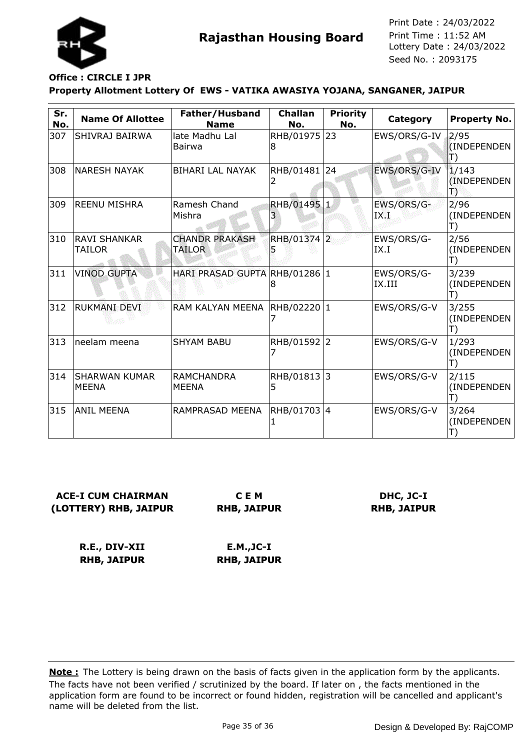**Rajasthan Housing Board**

Print Date : 24/03/2022
Print Time : 11:52 AM
Lottery Date : 24/03/2022
Seed No. : 2093175

**Office : CIRCLE I JPR**

**Property Allotment Lottery Of EWS - VATIKA AWASIYA YOJANA, SANGANER, JAIPUR**

| Sr. No. | Name Of Allottee | Father/Husband Name | Challan No. | Priority No. | Category | Property No. |
|---|---|---|---|---|---|---|
| 307 | SHIVRAJ BAIRWA | late Madhu Lal Bairwa | RHB/019758 | 23 | EWS/ORS/G-IV | 2/95 (INDEPENDENT) |
| 308 | NARESH NAYAK | BIHARI LAL NAYAK | RHB/014812 | 24 | EWS/ORS/G-IV | 1/143 (INDEPENDENT) |
| 309 | REENU MISHRA | Ramesh Chand Mishra | RHB/014953 | 1 | EWS/ORS/G-IX.I | 2/96 (INDEPENDENT) |
| 310 | RAVI SHANKAR TAILOR | CHANDR PRAKASH TAILOR | RHB/013745 | 2 | EWS/ORS/G-IX.I | 2/56 (INDEPENDENT) |
| 311 | VINOD GUPTA | HARI PRASAD GUPTA | RHB/012868 | 1 | EWS/ORS/G-IX.III | 3/239 (INDEPENDENT) |
| 312 | RUKMANI DEVI | RAM KALYAN MEENA | RHB/022207 | 1 | EWS/ORS/G-V | 3/255 (INDEPENDENT) |
| 313 | neelam meena | SHYAM BABU | RHB/015927 | 2 | EWS/ORS/G-V | 1/293 (INDEPENDENT) |
| 314 | SHARWAN KUMAR MEENA | RAMCHANDRA MEENA | RHB/018135 | 3 | EWS/ORS/G-V | 2/115 (INDEPENDENT) |
| 315 | ANIL MEENA | RAMPRASAD MEENA | RHB/017031 | 4 | EWS/ORS/G-V | 3/264 (INDEPENDENT) |

**ACE-I CUM CHAIRMAN (LOTTERY) RHB, JAIPUR**

**C E M RHB, JAIPUR**

**DHC, JC-I RHB, JAIPUR**

**R.E., DIV-XII RHB, JAIPUR**

**E.M.,JC-I RHB, JAIPUR**

**Note :** The Lottery is being drawn on the basis of facts given in the application form by the applicants. The facts have not been verified / scrutinized by the board. If later on , the facts mentioned in the application form are found to be incorrect or found hidden, registration will be cancelled and applicant's name will be deleted from the list.

Design & Developed By: RajCOMP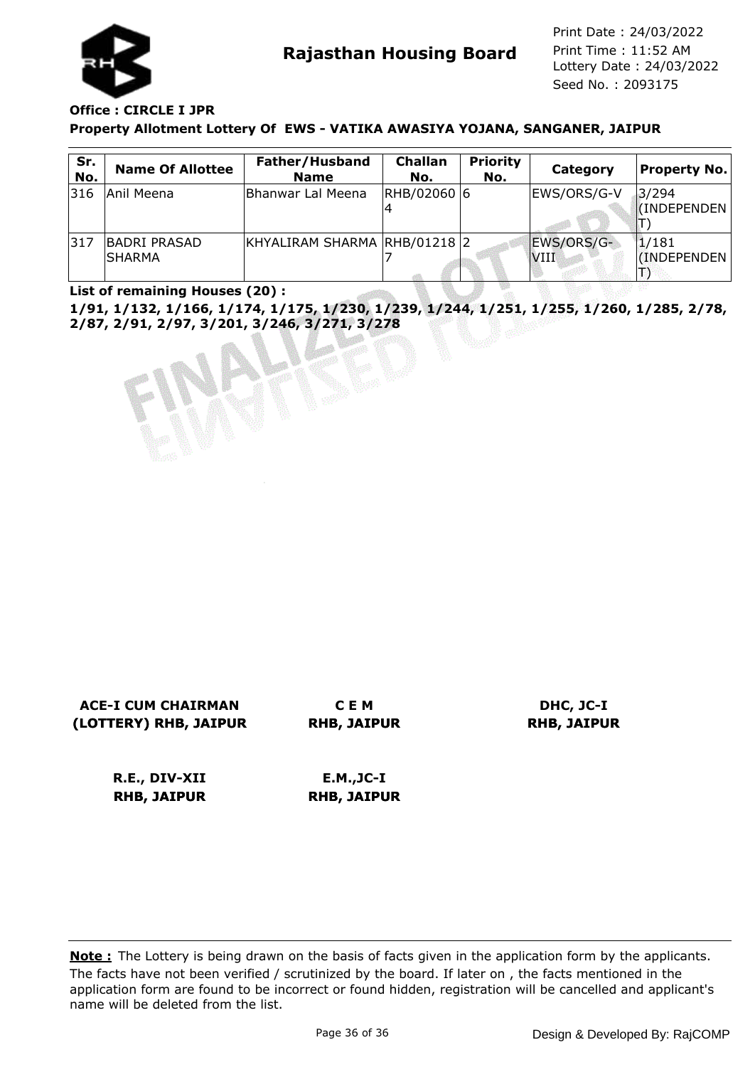**Rajasthan Housing Board**

Print Date : 24/03/2022
Print Time : 11:52 AM
Lottery Date : 24/03/2022
Seed No. : 2093175

**Office : CIRCLE I JPR**

**Property Allotment Lottery Of EWS - VATIKA AWASIYA YOJANA, SANGANER, JAIPUR**

| Sr. No. | Name Of Allottee | Father/Husband Name | Challan No. | Priority No. | Category | Property No. |
|---|---|---|---|---|---|---|
| 316 | Anil Meena | Bhanwar Lal Meena | RHB/020604 | 6 | EWS/ORS/G-V | 3/294 (INDEPENDENT) |
| 317 | BADRI PRASAD SHARMA | KHYALIRAM SHARMA | RHB/012187 | 2 | EWS/ORS/G-VIII | 1/181 (INDEPENDENT) |

**List of remaining Houses (20) :**

**1/91, 1/132, 1/166, 1/174, 1/175, 1/230, 1/239, 1/244, 1/251, 1/255, 1/260, 1/285, 2/78, 2/87, 2/91, 2/97, 3/201, 3/246, 3/271, 3/278**

**ACE-I CUM CHAIRMAN (LOTTERY) RHB, JAIPUR**

**C E M RHB, JAIPUR**

**DHC, JC-I RHB, JAIPUR**

**R.E., DIV-XII RHB, JAIPUR**

**E.M.,JC-I RHB, JAIPUR**

**Note :** The Lottery is being drawn on the basis of facts given in the application form by the applicants. The facts have not been verified / scrutinized by the board. If later on , the facts mentioned in the application form are found to be incorrect or found hidden, registration will be cancelled and applicant's name will be deleted from the list.

Design & Developed By: RajCOMP